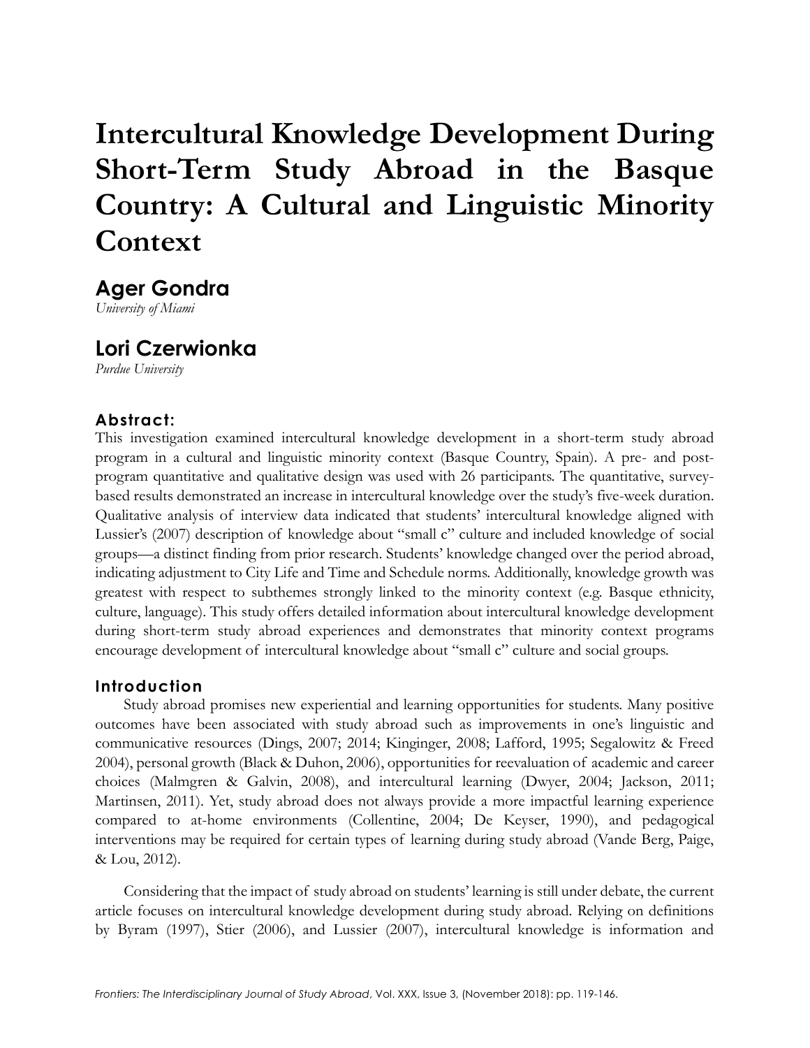# Intercultural Knowledge Development During Short-Term Study Abroad in the Basque Country: A Cultural and Linguistic Minority Context

## Ager Gondra

*University of Miami*

## Lori Czerwionka

*Purdue University*

### Abstract:

This investigation examined intercultural knowledge development in a short-term study abroad program in a cultural and linguistic minority context (Basque Country, Spain). A pre- and post-program quantitative and qualitative design was used with 26 participants. The quantitative, survey-based results demonstrated an increase in intercultural knowledge over the study's five-week duration. Qualitative analysis of interview data indicated that students' intercultural knowledge aligned with Lussier's (2007) description of knowledge about "small c" culture and included knowledge of social groups—a distinct finding from prior research. Students' knowledge changed over the period abroad, indicating adjustment to City Life and Time and Schedule norms. Additionally, knowledge growth was greatest with respect to subthemes strongly linked to the minority context (e.g. Basque ethnicity, culture, language). This study offers detailed information about intercultural knowledge development during short-term study abroad experiences and demonstrates that minority context programs encourage development of intercultural knowledge about "small c" culture and social groups.

### Introduction

Study abroad promises new experiential and learning opportunities for students. Many positive outcomes have been associated with study abroad such as improvements in one's linguistic and communicative resources (Dings, 2007; 2014; Kinginger, 2008; Lafford, 1995; Segalowitz & Freed 2004), personal growth (Black & Duhon, 2006), opportunities for reevaluation of academic and career choices (Malmgren & Galvin, 2008), and intercultural learning (Dwyer, 2004; Jackson, 2011; Martinsen, 2011). Yet, study abroad does not always provide a more impactful learning experience compared to at-home environments (Collentine, 2004; De Keyser, 1990), and pedagogical interventions may be required for certain types of learning during study abroad (Vande Berg, Paige, & Lou, 2012).

Considering that the impact of study abroad on students' learning is still under debate, the current article focuses on intercultural knowledge development during study abroad. Relying on definitions by Byram (1997), Stier (2006), and Lussier (2007), intercultural knowledge is information and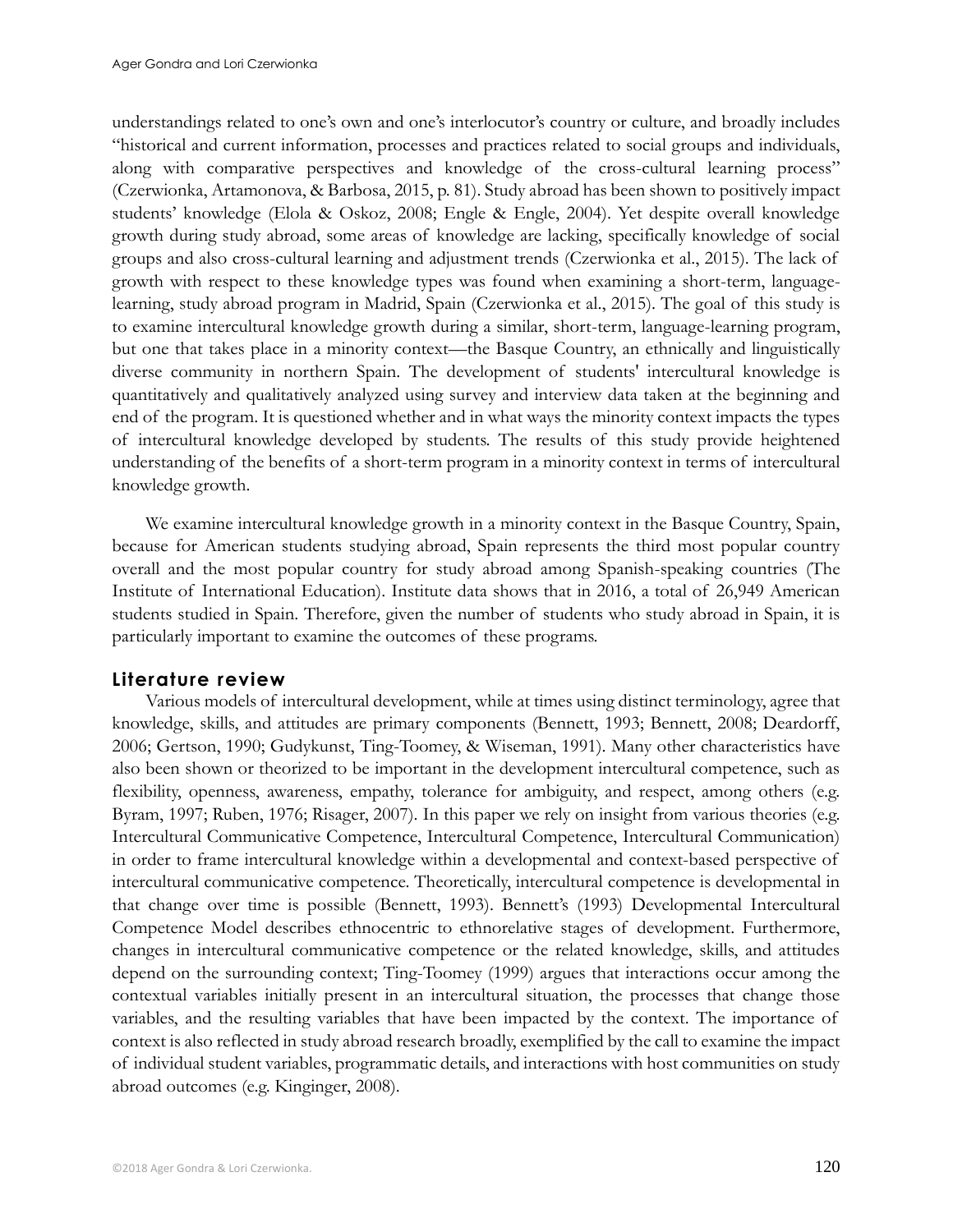understandings related to one's own and one's interlocutor's country or culture, and broadly includes "historical and current information, processes and practices related to social groups and individuals, along with comparative perspectives and knowledge of the cross-cultural learning process" (Czerwionka, Artamonova, & Barbosa, 2015, p. 81). Study abroad has been shown to positively impact students' knowledge (Elola & Oskoz, 2008; Engle & Engle, 2004). Yet despite overall knowledge growth during study abroad, some areas of knowledge are lacking, specifically knowledge of social groups and also cross-cultural learning and adjustment trends (Czerwionka et al., 2015). The lack of growth with respect to these knowledge types was found when examining a short-term, language-learning, study abroad program in Madrid, Spain (Czerwionka et al., 2015). The goal of this study is to examine intercultural knowledge growth during a similar, short-term, language-learning program, but one that takes place in a minority context—the Basque Country, an ethnically and linguistically diverse community in northern Spain. The development of students' intercultural knowledge is quantitatively and qualitatively analyzed using survey and interview data taken at the beginning and end of the program. It is questioned whether and in what ways the minority context impacts the types of intercultural knowledge developed by students. The results of this study provide heightened understanding of the benefits of a short-term program in a minority context in terms of intercultural knowledge growth.

We examine intercultural knowledge growth in a minority context in the Basque Country, Spain, because for American students studying abroad, Spain represents the third most popular country overall and the most popular country for study abroad among Spanish-speaking countries (The Institute of International Education). Institute data shows that in 2016, a total of 26,949 American students studied in Spain. Therefore, given the number of students who study abroad in Spain, it is particularly important to examine the outcomes of these programs.

## Literature review

Various models of intercultural development, while at times using distinct terminology, agree that knowledge, skills, and attitudes are primary components (Bennett, 1993; Bennett, 2008; Deardorff, 2006; Gertson, 1990; Gudykunst, Ting-Toomey, & Wiseman, 1991). Many other characteristics have also been shown or theorized to be important in the development intercultural competence, such as flexibility, openness, awareness, empathy, tolerance for ambiguity, and respect, among others (e.g. Byram, 1997; Ruben, 1976; Risager, 2007). In this paper we rely on insight from various theories (e.g. Intercultural Communicative Competence, Intercultural Competence, Intercultural Communication) in order to frame intercultural knowledge within a developmental and context-based perspective of intercultural communicative competence. Theoretically, intercultural competence is developmental in that change over time is possible (Bennett, 1993). Bennett's (1993) Developmental Intercultural Competence Model describes ethnocentric to ethnorelative stages of development. Furthermore, changes in intercultural communicative competence or the related knowledge, skills, and attitudes depend on the surrounding context; Ting-Toomey (1999) argues that interactions occur among the contextual variables initially present in an intercultural situation, the processes that change those variables, and the resulting variables that have been impacted by the context. The importance of context is also reflected in study abroad research broadly, exemplified by the call to examine the impact of individual student variables, programmatic details, and interactions with host communities on study abroad outcomes (e.g. Kinginger, 2008).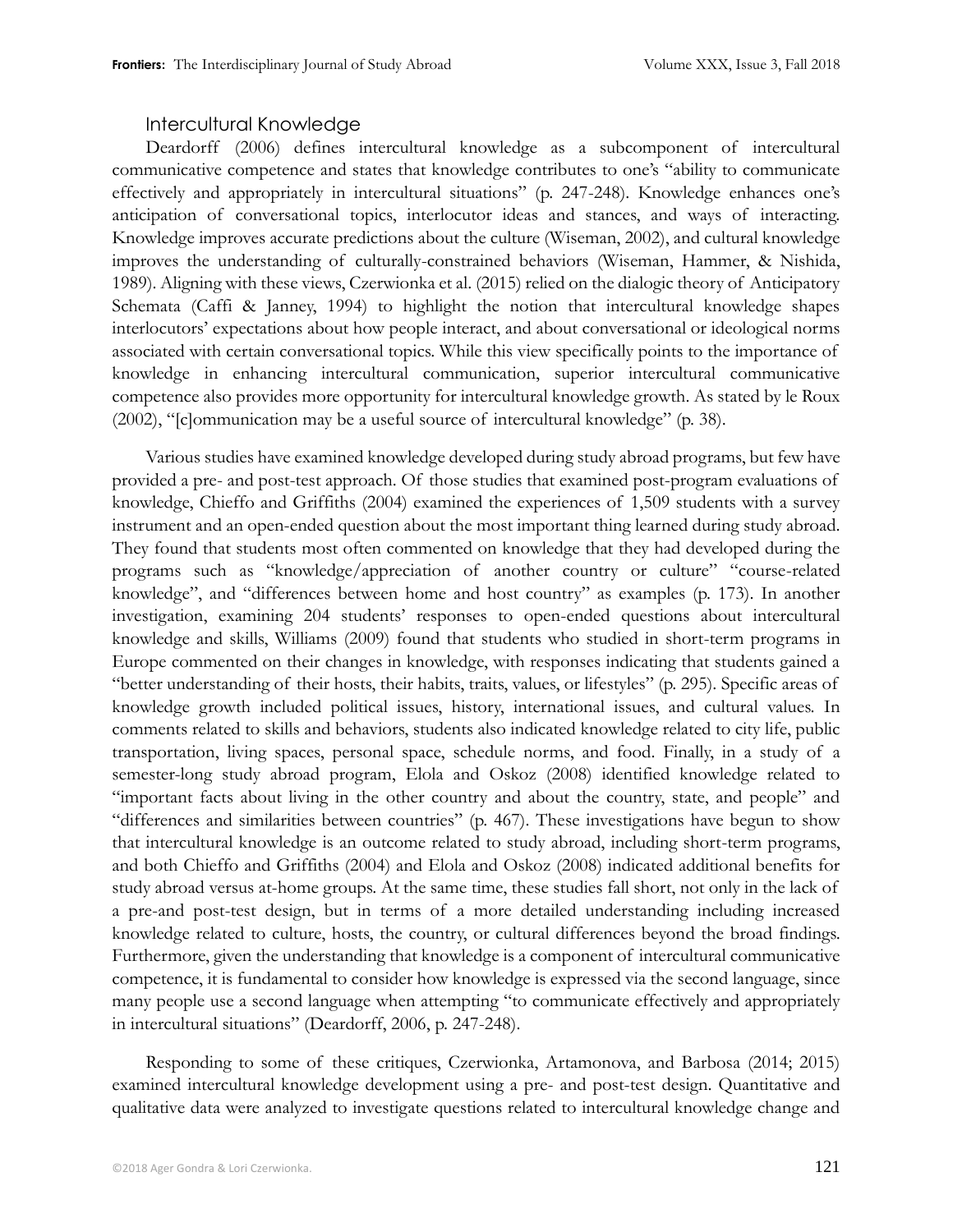### Intercultural Knowledge

Deardorff (2006) defines intercultural knowledge as a subcomponent of intercultural communicative competence and states that knowledge contributes to one's "ability to communicate effectively and appropriately in intercultural situations" (p. 247-248). Knowledge enhances one's anticipation of conversational topics, interlocutor ideas and stances, and ways of interacting. Knowledge improves accurate predictions about the culture (Wiseman, 2002), and cultural knowledge improves the understanding of culturally-constrained behaviors (Wiseman, Hammer, & Nishida, 1989). Aligning with these views, Czerwionka et al. (2015) relied on the dialogic theory of Anticipatory Schemata (Caffi & Janney, 1994) to highlight the notion that intercultural knowledge shapes interlocutors' expectations about how people interact, and about conversational or ideological norms associated with certain conversational topics. While this view specifically points to the importance of knowledge in enhancing intercultural communication, superior intercultural communicative competence also provides more opportunity for intercultural knowledge growth. As stated by le Roux (2002), "[c]ommunication may be a useful source of intercultural knowledge" (p. 38).

Various studies have examined knowledge developed during study abroad programs, but few have provided a pre- and post-test approach. Of those studies that examined post-program evaluations of knowledge, Chieffo and Griffiths (2004) examined the experiences of 1,509 students with a survey instrument and an open-ended question about the most important thing learned during study abroad. They found that students most often commented on knowledge that they had developed during the programs such as "knowledge/appreciation of another country or culture" "course-related knowledge", and "differences between home and host country" as examples (p. 173). In another investigation, examining 204 students' responses to open-ended questions about intercultural knowledge and skills, Williams (2009) found that students who studied in short-term programs in Europe commented on their changes in knowledge, with responses indicating that students gained a "better understanding of their hosts, their habits, traits, values, or lifestyles" (p. 295). Specific areas of knowledge growth included political issues, history, international issues, and cultural values. In comments related to skills and behaviors, students also indicated knowledge related to city life, public transportation, living spaces, personal space, schedule norms, and food. Finally, in a study of a semester-long study abroad program, Elola and Oskoz (2008) identified knowledge related to "important facts about living in the other country and about the country, state, and people" and "differences and similarities between countries" (p. 467). These investigations have begun to show that intercultural knowledge is an outcome related to study abroad, including short-term programs, and both Chieffo and Griffiths (2004) and Elola and Oskoz (2008) indicated additional benefits for study abroad versus at-home groups. At the same time, these studies fall short, not only in the lack of a pre-and post-test design, but in terms of a more detailed understanding including increased knowledge related to culture, hosts, the country, or cultural differences beyond the broad findings. Furthermore, given the understanding that knowledge is a component of intercultural communicative competence, it is fundamental to consider how knowledge is expressed via the second language, since many people use a second language when attempting "to communicate effectively and appropriately in intercultural situations" (Deardorff, 2006, p. 247-248).

Responding to some of these critiques, Czerwionka, Artamonova, and Barbosa (2014; 2015) examined intercultural knowledge development using a pre- and post-test design. Quantitative and qualitative data were analyzed to investigate questions related to intercultural knowledge change and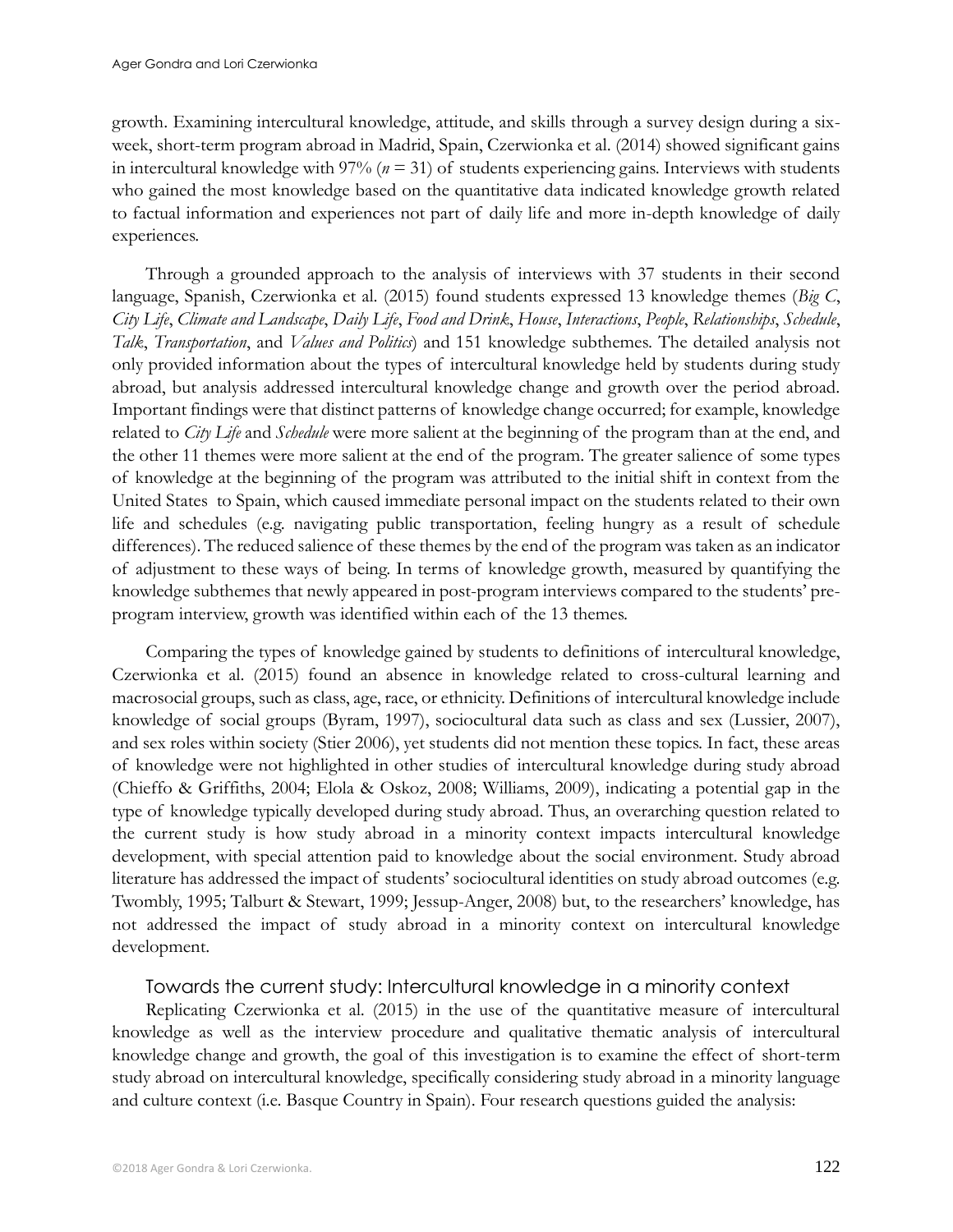growth. Examining intercultural knowledge, attitude, and skills through a survey design during a six-week, short-term program abroad in Madrid, Spain, Czerwionka et al. (2014) showed significant gains in intercultural knowledge with 97% ($n = 31$) of students experiencing gains. Interviews with students who gained the most knowledge based on the quantitative data indicated knowledge growth related to factual information and experiences not part of daily life and more in-depth knowledge of daily experiences.

Through a grounded approach to the analysis of interviews with 37 students in their second language, Spanish, Czerwionka et al. (2015) found students expressed 13 knowledge themes (*Big C*, *City Life*, *Climate and Landscape*, *Daily Life*, *Food and Drink*, *House*, *Interactions*, *People*, *Relationships*, *Schedule*, *Talk*, *Transportation*, and *Values and Politics*) and 151 knowledge subthemes. The detailed analysis not only provided information about the types of intercultural knowledge held by students during study abroad, but analysis addressed intercultural knowledge change and growth over the period abroad. Important findings were that distinct patterns of knowledge change occurred; for example, knowledge related to *City Life* and *Schedule* were more salient at the beginning of the program than at the end, and the other 11 themes were more salient at the end of the program. The greater salience of some types of knowledge at the beginning of the program was attributed to the initial shift in context from the United States to Spain, which caused immediate personal impact on the students related to their own life and schedules (e.g. navigating public transportation, feeling hungry as a result of schedule differences). The reduced salience of these themes by the end of the program was taken as an indicator of adjustment to these ways of being. In terms of knowledge growth, measured by quantifying the knowledge subthemes that newly appeared in post-program interviews compared to the students' pre-program interview, growth was identified within each of the 13 themes.

Comparing the types of knowledge gained by students to definitions of intercultural knowledge, Czerwionka et al. (2015) found an absence in knowledge related to cross-cultural learning and macrosocial groups, such as class, age, race, or ethnicity. Definitions of intercultural knowledge include knowledge of social groups (Byram, 1997), sociocultural data such as class and sex (Lussier, 2007), and sex roles within society (Stier 2006), yet students did not mention these topics. In fact, these areas of knowledge were not highlighted in other studies of intercultural knowledge during study abroad (Chieffo & Griffiths, 2004; Elola & Oskoz, 2008; Williams, 2009), indicating a potential gap in the type of knowledge typically developed during study abroad. Thus, an overarching question related to the current study is how study abroad in a minority context impacts intercultural knowledge development, with special attention paid to knowledge about the social environment. Study abroad literature has addressed the impact of students' sociocultural identities on study abroad outcomes (e.g. Twombly, 1995; Talburt & Stewart, 1999; Jessup-Anger, 2008) but, to the researchers' knowledge, has not addressed the impact of study abroad in a minority context on intercultural knowledge development.

## Towards the current study: Intercultural knowledge in a minority context

Replicating Czerwionka et al. (2015) in the use of the quantitative measure of intercultural knowledge as well as the interview procedure and qualitative thematic analysis of intercultural knowledge change and growth, the goal of this investigation is to examine the effect of short-term study abroad on intercultural knowledge, specifically considering study abroad in a minority language and culture context (i.e. Basque Country in Spain). Four research questions guided the analysis: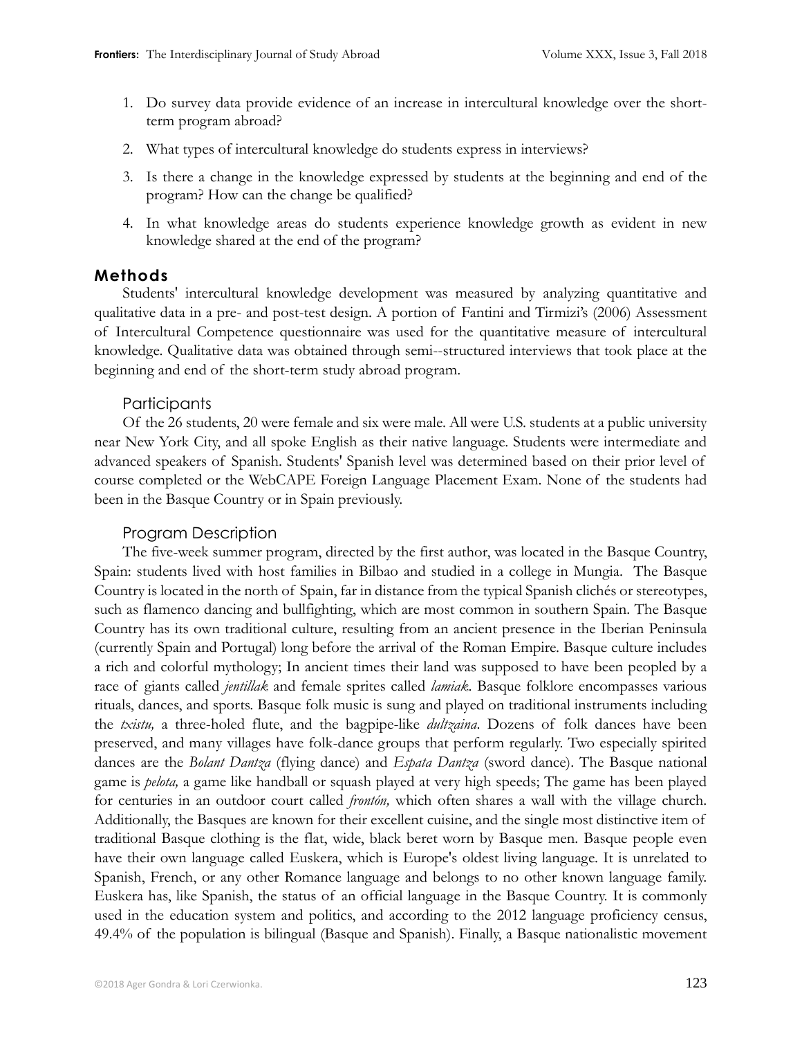1. Do survey data provide evidence of an increase in intercultural knowledge over the short-term program abroad?
2. What types of intercultural knowledge do students express in interviews?
3. Is there a change in the knowledge expressed by students at the beginning and end of the program? How can the change be qualified?
4. In what knowledge areas do students experience knowledge growth as evident in new knowledge shared at the end of the program?

## Methods

Students' intercultural knowledge development was measured by analyzing quantitative and qualitative data in a pre- and post-test design. A portion of Fantini and Tirmizi's (2006) Assessment of Intercultural Competence questionnaire was used for the quantitative measure of intercultural knowledge. Qualitative data was obtained through semi--structured interviews that took place at the beginning and end of the short-term study abroad program.

### Participants

Of the 26 students, 20 were female and six were male. All were U.S. students at a public university near New York City, and all spoke English as their native language. Students were intermediate and advanced speakers of Spanish. Students' Spanish level was determined based on their prior level of course completed or the WebCAPE Foreign Language Placement Exam. None of the students had been in the Basque Country or in Spain previously.

### Program Description

The five-week summer program, directed by the first author, was located in the Basque Country, Spain: students lived with host families in Bilbao and studied in a college in Mungia. The Basque Country is located in the north of Spain, far in distance from the typical Spanish clichés or stereotypes, such as flamenco dancing and bullfighting, which are most common in southern Spain. The Basque Country has its own traditional culture, resulting from an ancient presence in the Iberian Peninsula (currently Spain and Portugal) long before the arrival of the Roman Empire. Basque culture includes a rich and colorful mythology; In ancient times their land was supposed to have been peopled by a race of giants called *jentillak* and female sprites called *lamiak*. Basque folklore encompasses various rituals, dances, and sports. Basque folk music is sung and played on traditional instruments including the *txistu,* a three-holed flute, and the bagpipe-like *dultzaina*. Dozens of folk dances have been preserved, and many villages have folk-dance groups that perform regularly. Two especially spirited dances are the *Bolant Dantza* (flying dance) and *Espata Dantza* (sword dance). The Basque national game is *pelota,* a game like handball or squash played at very high speeds; The game has been played for centuries in an outdoor court called *frontón,* which often shares a wall with the village church. Additionally, the Basques are known for their excellent cuisine, and the single most distinctive item of traditional Basque clothing is the flat, wide, black beret worn by Basque men. Basque people even have their own language called Euskera, which is Europe's oldest living language. It is unrelated to Spanish, French, or any other Romance language and belongs to no other known language family. Euskera has, like Spanish, the status of an official language in the Basque Country. It is commonly used in the education system and politics, and according to the 2012 language proficiency census, 49.4% of the population is bilingual (Basque and Spanish). Finally, a Basque nationalistic movement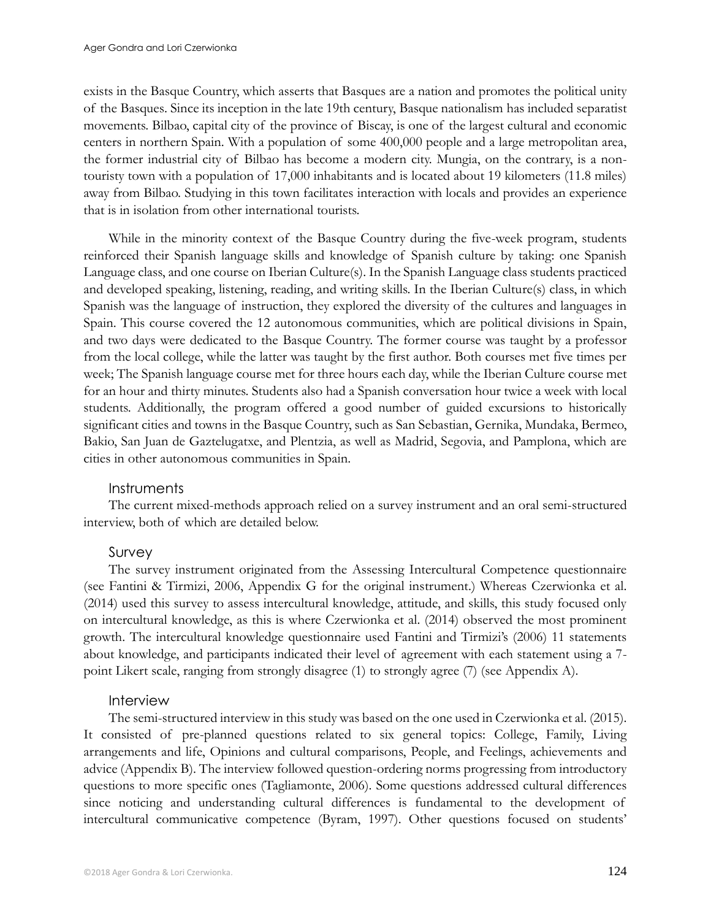exists in the Basque Country, which asserts that Basques are a nation and promotes the political unity of the Basques. Since its inception in the late 19th century, Basque nationalism has included separatist movements. Bilbao, capital city of the province of Biscay, is one of the largest cultural and economic centers in northern Spain. With a population of some 400,000 people and a large metropolitan area, the former industrial city of Bilbao has become a modern city. Mungia, on the contrary, is a non-touristy town with a population of 17,000 inhabitants and is located about 19 kilometers (11.8 miles) away from Bilbao. Studying in this town facilitates interaction with locals and provides an experience that is in isolation from other international tourists.

While in the minority context of the Basque Country during the five-week program, students reinforced their Spanish language skills and knowledge of Spanish culture by taking: one Spanish Language class, and one course on Iberian Culture(s). In the Spanish Language class students practiced and developed speaking, listening, reading, and writing skills. In the Iberian Culture(s) class, in which Spanish was the language of instruction, they explored the diversity of the cultures and languages in Spain. This course covered the 12 autonomous communities, which are political divisions in Spain, and two days were dedicated to the Basque Country. The former course was taught by a professor from the local college, while the latter was taught by the first author. Both courses met five times per week; The Spanish language course met for three hours each day, while the Iberian Culture course met for an hour and thirty minutes. Students also had a Spanish conversation hour twice a week with local students. Additionally, the program offered a good number of guided excursions to historically significant cities and towns in the Basque Country, such as San Sebastian, Gernika, Mundaka, Bermeo, Bakio, San Juan de Gaztelugatxe, and Plentzia, as well as Madrid, Segovia, and Pamplona, which are cities in other autonomous communities in Spain.

### Instruments

The current mixed-methods approach relied on a survey instrument and an oral semi-structured interview, both of which are detailed below.

#### Survey

The survey instrument originated from the Assessing Intercultural Competence questionnaire (see Fantini & Tirmizi, 2006, Appendix G for the original instrument.) Whereas Czerwionka et al. (2014) used this survey to assess intercultural knowledge, attitude, and skills, this study focused only on intercultural knowledge, as this is where Czerwionka et al. (2014) observed the most prominent growth. The intercultural knowledge questionnaire used Fantini and Tirmizi's (2006) 11 statements about knowledge, and participants indicated their level of agreement with each statement using a 7-point Likert scale, ranging from strongly disagree (1) to strongly agree (7) (see Appendix A).

#### Interview

The semi-structured interview in this study was based on the one used in Czerwionka et al. (2015). It consisted of pre-planned questions related to six general topics: College, Family, Living arrangements and life, Opinions and cultural comparisons, People, and Feelings, achievements and advice (Appendix B). The interview followed question-ordering norms progressing from introductory questions to more specific ones (Tagliamonte, 2006). Some questions addressed cultural differences since noticing and understanding cultural differences is fundamental to the development of intercultural communicative competence (Byram, 1997). Other questions focused on students'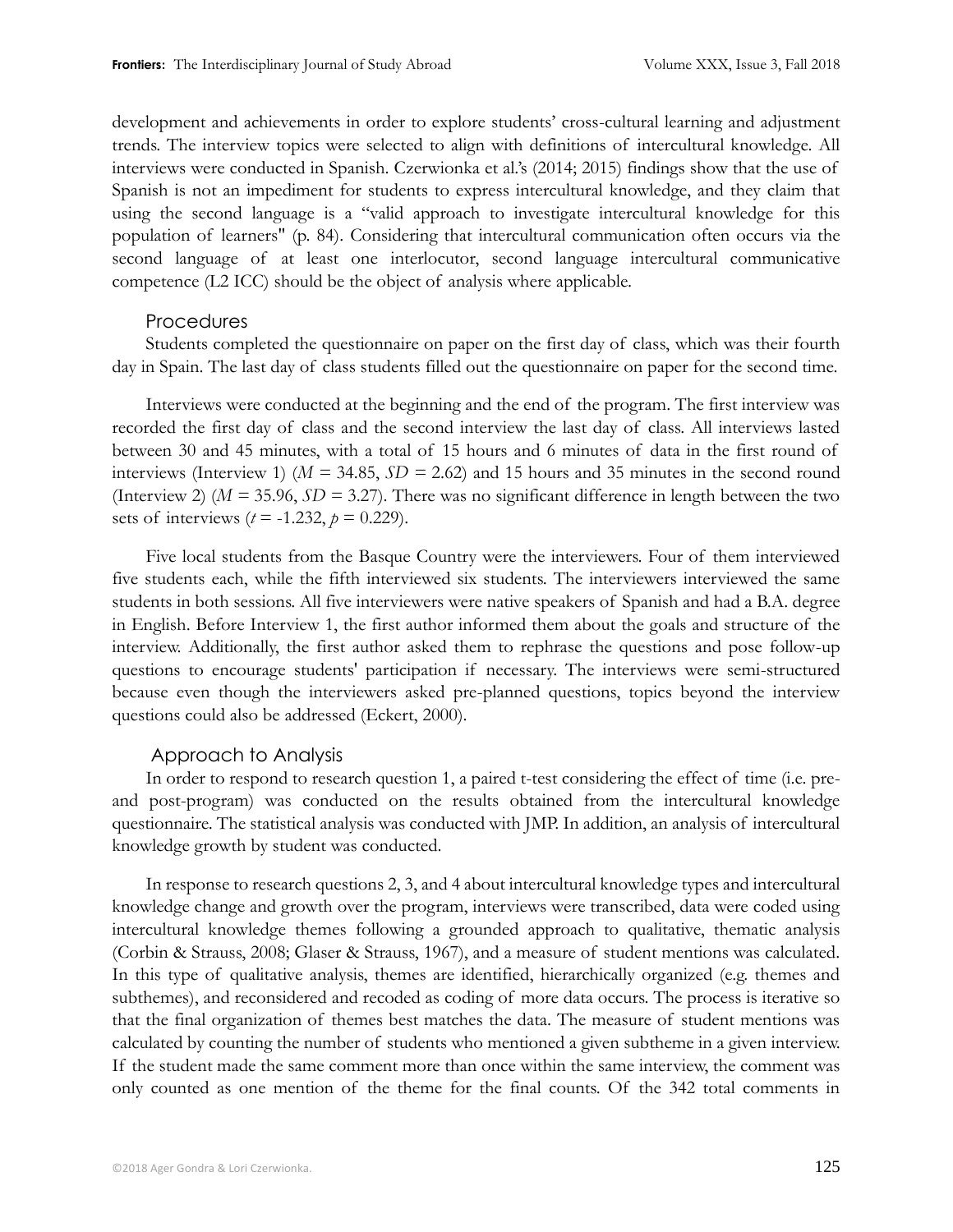development and achievements in order to explore students' cross-cultural learning and adjustment trends. The interview topics were selected to align with definitions of intercultural knowledge. All interviews were conducted in Spanish. Czerwionka et al.'s (2014; 2015) findings show that the use of Spanish is not an impediment for students to express intercultural knowledge, and they claim that using the second language is a "valid approach to investigate intercultural knowledge for this population of learners" (p. 84). Considering that intercultural communication often occurs via the second language of at least one interlocutor, second language intercultural communicative competence (L2 ICC) should be the object of analysis where applicable.

### Procedures

Students completed the questionnaire on paper on the first day of class, which was their fourth day in Spain. The last day of class students filled out the questionnaire on paper for the second time.

Interviews were conducted at the beginning and the end of the program. The first interview was recorded the first day of class and the second interview the last day of class. All interviews lasted between 30 and 45 minutes, with a total of 15 hours and 6 minutes of data in the first round of interviews (Interview 1) ($M$ = 34.85, $SD$ = 2.62) and 15 hours and 35 minutes in the second round (Interview 2) ($M$ = 35.96, $SD$ = 3.27). There was no significant difference in length between the two sets of interviews ($t$ = -1.232, $p$ = 0.229).

Five local students from the Basque Country were the interviewers. Four of them interviewed five students each, while the fifth interviewed six students. The interviewers interviewed the same students in both sessions. All five interviewers were native speakers of Spanish and had a B.A. degree in English. Before Interview 1, the first author informed them about the goals and structure of the interview. Additionally, the first author asked them to rephrase the questions and pose follow-up questions to encourage students' participation if necessary. The interviews were semi-structured because even though the interviewers asked pre-planned questions, topics beyond the interview questions could also be addressed (Eckert, 2000).

### Approach to Analysis

In order to respond to research question 1, a paired t-test considering the effect of time (i.e. pre- and post-program) was conducted on the results obtained from the intercultural knowledge questionnaire. The statistical analysis was conducted with JMP. In addition, an analysis of intercultural knowledge growth by student was conducted.

In response to research questions 2, 3, and 4 about intercultural knowledge types and intercultural knowledge change and growth over the program, interviews were transcribed, data were coded using intercultural knowledge themes following a grounded approach to qualitative, thematic analysis (Corbin & Strauss, 2008; Glaser & Strauss, 1967), and a measure of student mentions was calculated. In this type of qualitative analysis, themes are identified, hierarchically organized (e.g. themes and subthemes), and reconsidered and recoded as coding of more data occurs. The process is iterative so that the final organization of themes best matches the data. The measure of student mentions was calculated by counting the number of students who mentioned a given subtheme in a given interview. If the student made the same comment more than once within the same interview, the comment was only counted as one mention of the theme for the final counts. Of the 342 total comments in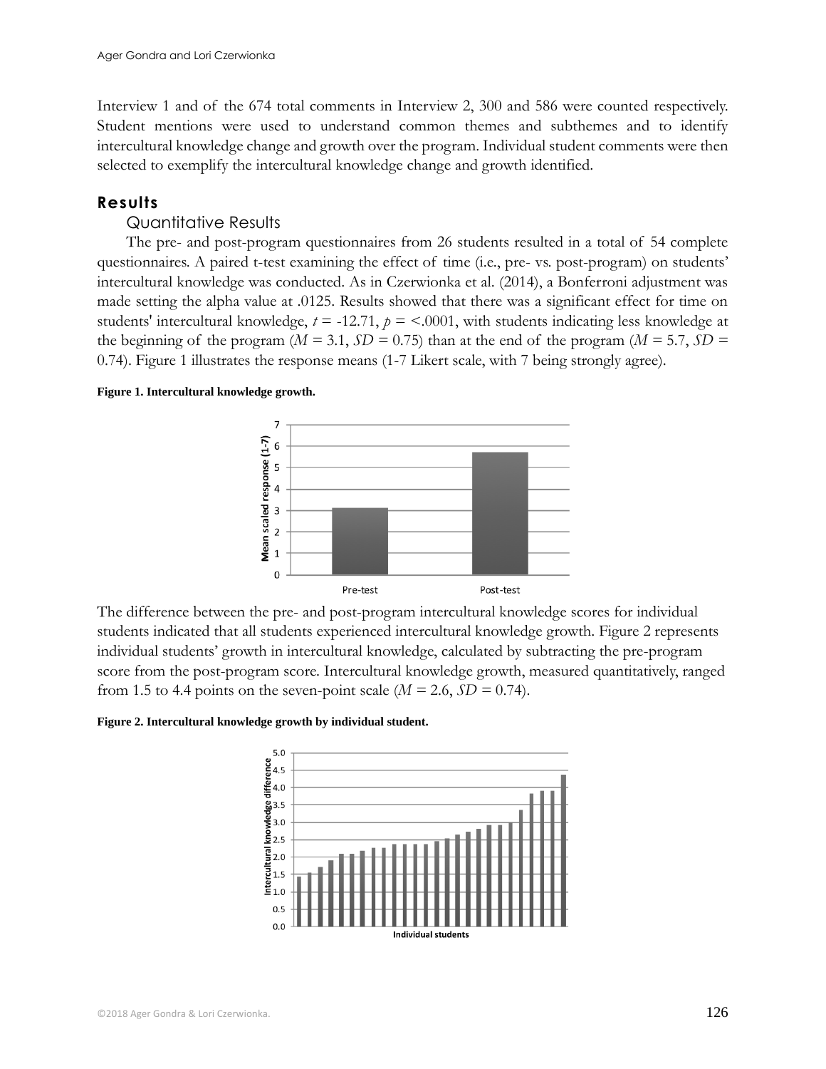Interview 1 and of the 674 total comments in Interview 2, 300 and 586 were counted respectively. Student mentions were used to understand common themes and subthemes and to identify intercultural knowledge change and growth over the program. Individual student comments were then selected to exemplify the intercultural knowledge change and growth identified.

## Results

### Quantitative Results

The pre- and post-program questionnaires from 26 students resulted in a total of 54 complete questionnaires. A paired t-test examining the effect of time (i.e., pre- vs. post-program) on students' intercultural knowledge was conducted. As in Czerwionka et al. (2014), a Bonferroni adjustment was made setting the alpha value at .0125. Results showed that there was a significant effect for time on students' intercultural knowledge, $t = -12.71$, $p = <.0001$, with students indicating less knowledge at the beginning of the program ($M = 3.1$, $SD = 0.75$) than at the end of the program ($M = 5.7$, $SD = 0.74$). Figure 1 illustrates the response means (1-7 Likert scale, with 7 being strongly agree).

**Figure 1. Intercultural knowledge growth.**

The difference between the pre- and post-program intercultural knowledge scores for individual students indicated that all students experienced intercultural knowledge growth. Figure 2 represents individual students' growth in intercultural knowledge, calculated by subtracting the pre-program score from the post-program score. Intercultural knowledge growth, measured quantitatively, ranged from 1.5 to 4.4 points on the seven-point scale ($M = 2.6$, $SD = 0.74$).

**Figure 2. Intercultural knowledge growth by individual student.**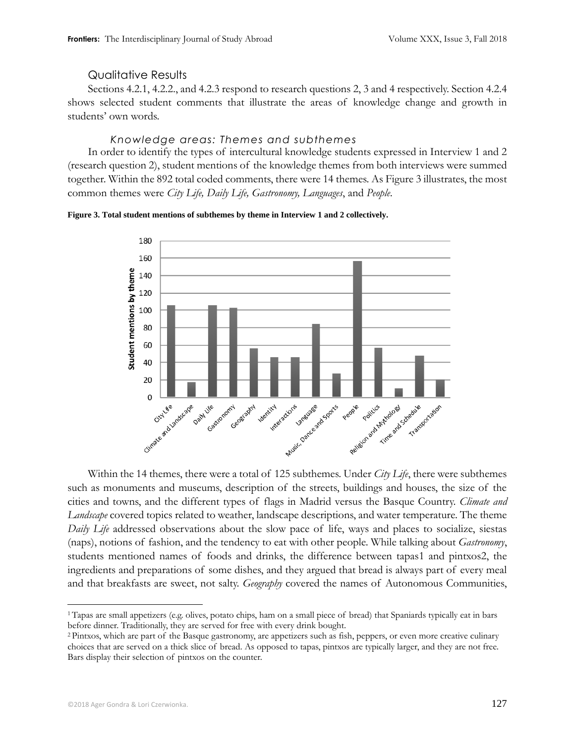## Qualitative Results

Sections 4.2.1, 4.2.2., and 4.2.3 respond to research questions 2, 3 and 4 respectively. Section 4.2.4 shows selected student comments that illustrate the areas of knowledge change and growth in students' own words.

### *Knowledge areas: Themes and subthemes*

In order to identify the types of intercultural knowledge students expressed in Interview 1 and 2 (research question 2), student mentions of the knowledge themes from both interviews were summed together. Within the 892 total coded comments, there were 14 themes. As Figure 3 illustrates, the most common themes were *City Life, Daily Life, Gastronomy, Languages*, and *People*.

**Figure 3. Total student mentions of subthemes by theme in Interview 1 and 2 collectively.**

Within the 14 themes, there were a total of 125 subthemes. Under *City Life*, there were subthemes such as monuments and museums, description of the streets, buildings and houses, the size of the cities and towns, and the different types of flags in Madrid versus the Basque Country. *Climate and Landscape* covered topics related to weather, landscape descriptions, and water temperature. The theme *Daily Life* addressed observations about the slow pace of life, ways and places to socialize, siestas (naps), notions of fashion, and the tendency to eat with other people. While talking about *Gastronomy*, students mentioned names of foods and drinks, the difference between tapas1 and pintxos2, the ingredients and preparations of some dishes, and they argued that bread is always part of every meal and that breakfasts are sweet, not salty. *Geography* covered the names of Autonomous Communities,

---

[1] Tapas are small appetizers (e.g. olives, potato chips, ham on a small piece of bread) that Spaniards typically eat in bars before dinner. Traditionally, they are served for free with every drink bought.

[2] Pintxos, which are part of the Basque gastronomy, are appetizers such as fish, peppers, or even more creative culinary choices that are served on a thick slice of bread. As opposed to tapas, pintxos are typically larger, and they are not free. Bars display their selection of pintxos on the counter.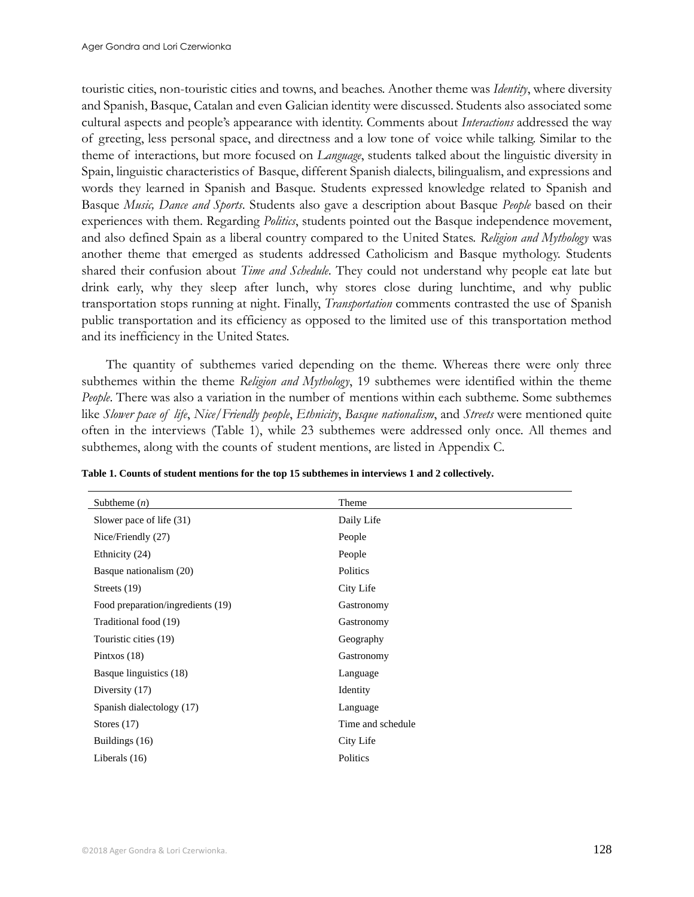touristic cities, non-touristic cities and towns, and beaches. Another theme was *Identity*, where diversity and Spanish, Basque, Catalan and even Galician identity were discussed. Students also associated some cultural aspects and people's appearance with identity. Comments about *Interactions* addressed the way of greeting, less personal space, and directness and a low tone of voice while talking. Similar to the theme of interactions, but more focused on *Language*, students talked about the linguistic diversity in Spain, linguistic characteristics of Basque, different Spanish dialects, bilingualism, and expressions and words they learned in Spanish and Basque. Students expressed knowledge related to Spanish and Basque *Music, Dance and Sports*. Students also gave a description about Basque *People* based on their experiences with them. Regarding *Politics*, students pointed out the Basque independence movement, and also defined Spain as a liberal country compared to the United States. *Religion and Mythology* was another theme that emerged as students addressed Catholicism and Basque mythology. Students shared their confusion about *Time and Schedule*. They could not understand why people eat late but drink early, why they sleep after lunch, why stores close during lunchtime, and why public transportation stops running at night. Finally, *Transportation* comments contrasted the use of Spanish public transportation and its efficiency as opposed to the limited use of this transportation method and its inefficiency in the United States.

The quantity of subthemes varied depending on the theme. Whereas there were only three subthemes within the theme *Religion and Mythology*, 19 subthemes were identified within the theme *People*. There was also a variation in the number of mentions within each subtheme. Some subthemes like *Slower pace of life*, *Nice/Friendly people*, *Ethnicity*, *Basque nationalism*, and *Streets* were mentioned quite often in the interviews (Table 1), while 23 subthemes were addressed only once. All themes and subthemes, along with the counts of student mentions, are listed in Appendix C.

**Table 1. Counts of student mentions for the top 15 subthemes in interviews 1 and 2 collectively.**

| Subtheme (*n*) | Theme |
|---|---|
| Slower pace of life (31) | Daily Life |
| Nice/Friendly (27) | People |
| Ethnicity (24) | People |
| Basque nationalism (20) | Politics |
| Streets (19) | City Life |
| Food preparation/ingredients (19) | Gastronomy |
| Traditional food (19) | Gastronomy |
| Touristic cities (19) | Geography |
| Pintxos (18) | Gastronomy |
| Basque linguistics (18) | Language |
| Diversity (17) | Identity |
| Spanish dialectology (17) | Language |
| Stores (17) | Time and schedule |
| Buildings (16) | City Life |
| Liberals (16) | Politics |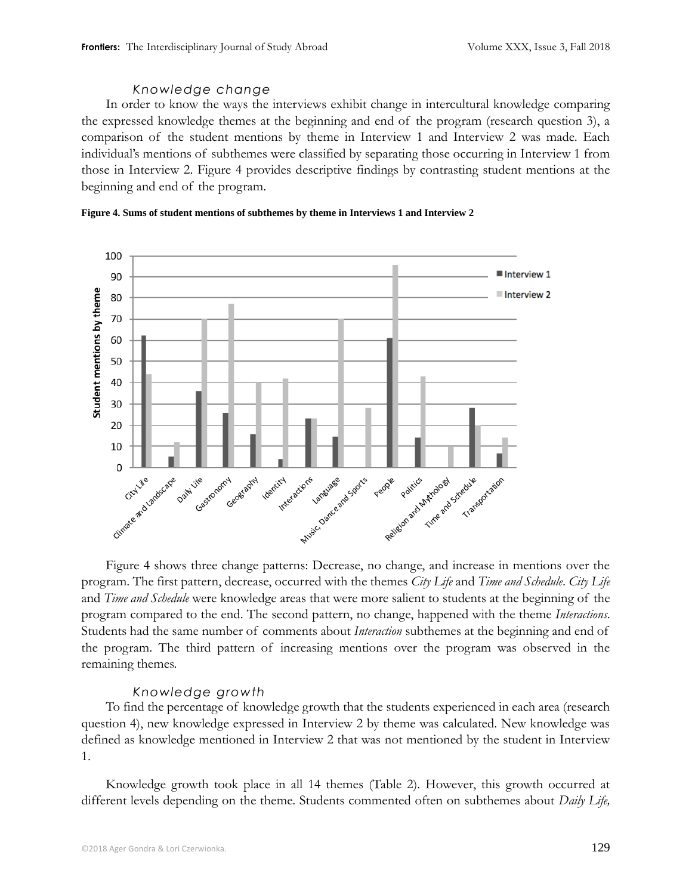### *Knowledge change*

In order to know the ways the interviews exhibit change in intercultural knowledge comparing the expressed knowledge themes at the beginning and end of the program (research question 3), a comparison of the student mentions by theme in Interview 1 and Interview 2 was made. Each individual's mentions of subthemes were classified by separating those occurring in Interview 1 from those in Interview 2. Figure 4 provides descriptive findings by contrasting student mentions at the beginning and end of the program.

**Figure 4. Sums of student mentions of subthemes by theme in Interviews 1 and Interview 2**

Figure 4 shows three change patterns: Decrease, no change, and increase in mentions over the program. The first pattern, decrease, occurred with the themes *City Life* and *Time and Schedule*. *City Life* and *Time and Schedule* were knowledge areas that were more salient to students at the beginning of the program compared to the end. The second pattern, no change, happened with the theme *Interactions*. Students had the same number of comments about *Interaction* subthemes at the beginning and end of the program. The third pattern of increasing mentions over the program was observed in the remaining themes.

### *Knowledge growth*

To find the percentage of knowledge growth that the students experienced in each area (research question 4), new knowledge expressed in Interview 2 by theme was calculated. New knowledge was defined as knowledge mentioned in Interview 2 that was not mentioned by the student in Interview 1.

Knowledge growth took place in all 14 themes (Table 2). However, this growth occurred at different levels depending on the theme. Students commented often on subthemes about *Daily Life,*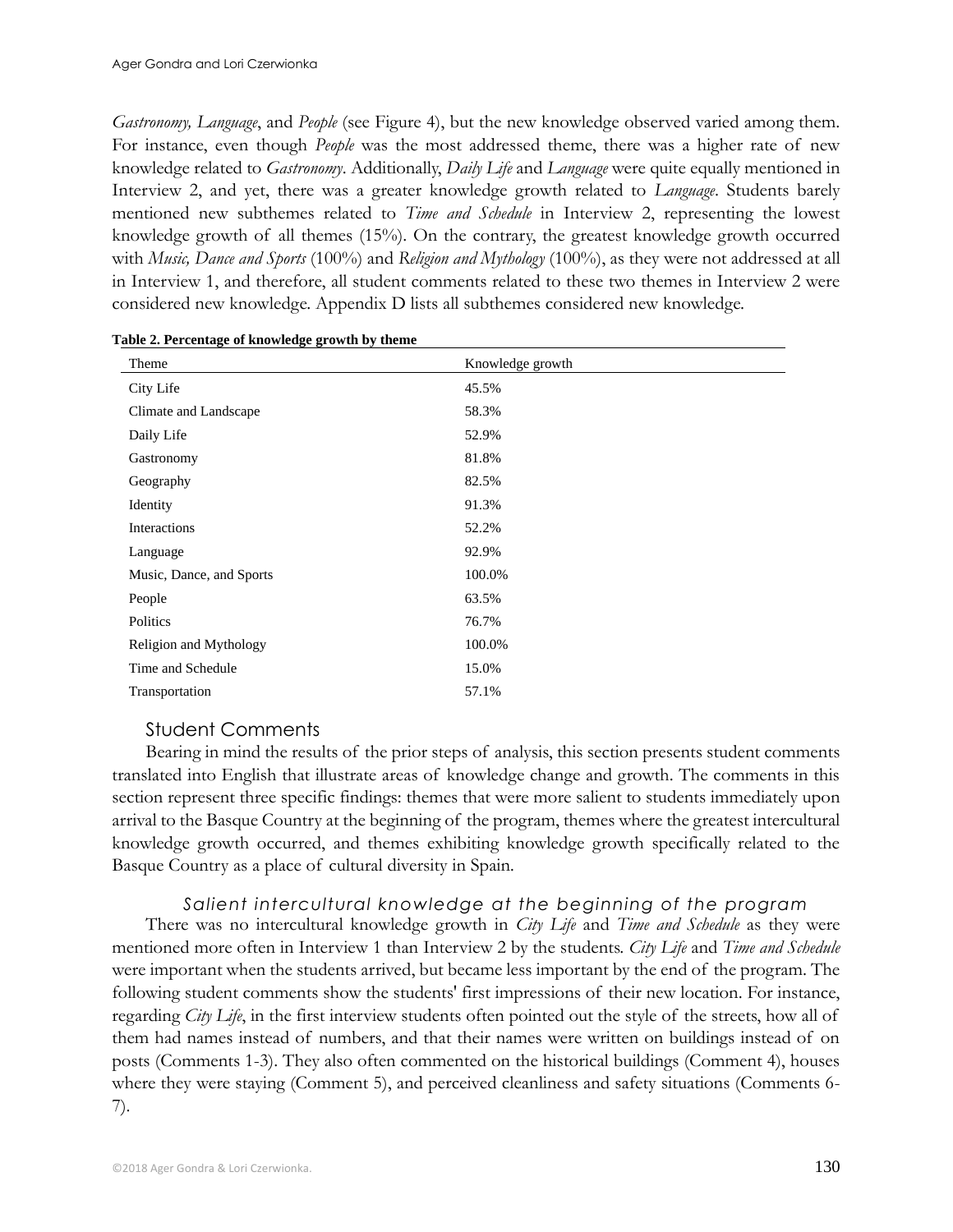*Gastronomy, Language*, and *People* (see Figure 4), but the new knowledge observed varied among them. For instance, even though *People* was the most addressed theme, there was a higher rate of new knowledge related to *Gastronomy*. Additionally, *Daily Life* and *Language* were quite equally mentioned in Interview 2, and yet, there was a greater knowledge growth related to *Language*. Students barely mentioned new subthemes related to *Time and Schedule* in Interview 2, representing the lowest knowledge growth of all themes (15%). On the contrary, the greatest knowledge growth occurred with *Music, Dance and Sports* (100%) and *Religion and Mythology* (100%), as they were not addressed at all in Interview 1, and therefore, all student comments related to these two themes in Interview 2 were considered new knowledge. Appendix D lists all subthemes considered new knowledge.

**Table 2. Percentage of knowledge growth by theme**

| Theme | Knowledge growth |
|---|---|
| City Life | 45.5% |
| Climate and Landscape | 58.3% |
| Daily Life | 52.9% |
| Gastronomy | 81.8% |
| Geography | 82.5% |
| Identity | 91.3% |
| Interactions | 52.2% |
| Language | 92.9% |
| Music, Dance, and Sports | 100.0% |
| People | 63.5% |
| Politics | 76.7% |
| Religion and Mythology | 100.0% |
| Time and Schedule | 15.0% |
| Transportation | 57.1% |

## Student Comments

Bearing in mind the results of the prior steps of analysis, this section presents student comments translated into English that illustrate areas of knowledge change and growth. The comments in this section represent three specific findings: themes that were more salient to students immediately upon arrival to the Basque Country at the beginning of the program, themes where the greatest intercultural knowledge growth occurred, and themes exhibiting knowledge growth specifically related to the Basque Country as a place of cultural diversity in Spain.

### *Salient intercultural knowledge at the beginning of the program*

There was no intercultural knowledge growth in *City Life* and *Time and Schedule* as they were mentioned more often in Interview 1 than Interview 2 by the students. *City Life* and *Time and Schedule* were important when the students arrived, but became less important by the end of the program. The following student comments show the students' first impressions of their new location. For instance, regarding *City Life*, in the first interview students often pointed out the style of the streets, how all of them had names instead of numbers, and that their names were written on buildings instead of on posts (Comments 1-3). They also often commented on the historical buildings (Comment 4), houses where they were staying (Comment 5), and perceived cleanliness and safety situations (Comments 6-7).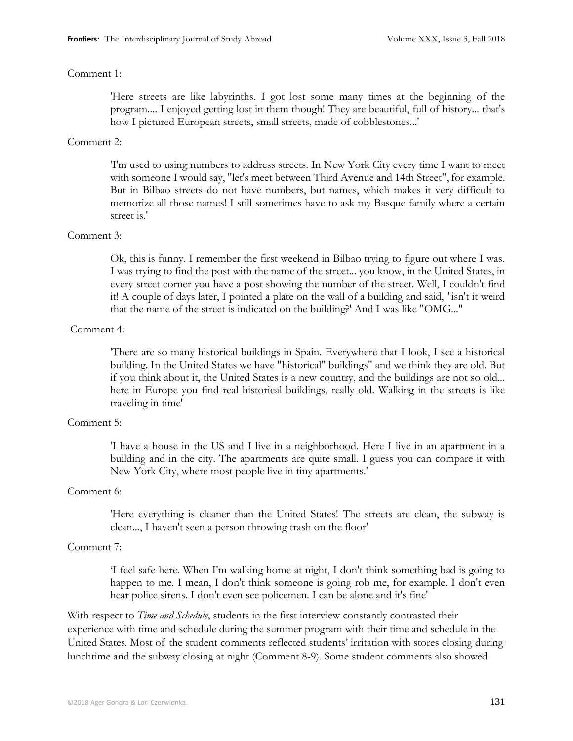Comment 1:

> 'Here streets are like labyrinths. I got lost some many times at the beginning of the program.... I enjoyed getting lost in them though! They are beautiful, full of history... that's how I pictured European streets, small streets, made of cobblestones...'

Comment 2:

> 'I'm used to using numbers to address streets. In New York City every time I want to meet with someone I would say, "let's meet between Third Avenue and 14th Street", for example. But in Bilbao streets do not have numbers, but names, which makes it very difficult to memorize all those names! I still sometimes have to ask my Basque family where a certain street is.'

Comment 3:

> Ok, this is funny. I remember the first weekend in Bilbao trying to figure out where I was. I was trying to find the post with the name of the street... you know, in the United States, in every street corner you have a post showing the number of the street. Well, I couldn't find it! A couple of days later, I pointed a plate on the wall of a building and said, "isn't it weird that the name of the street is indicated on the building?' And I was like "OMG..."

Comment 4:

> 'There are so many historical buildings in Spain. Everywhere that I look, I see a historical building. In the United States we have "historical" buildings" and we think they are old. But if you think about it, the United States is a new country, and the buildings are not so old... here in Europe you find real historical buildings, really old. Walking in the streets is like traveling in time'

Comment 5:

> 'I have a house in the US and I live in a neighborhood. Here I live in an apartment in a building and in the city. The apartments are quite small. I guess you can compare it with New York City, where most people live in tiny apartments.'

Comment 6:

> 'Here everything is cleaner than the United States! The streets are clean, the subway is clean..., I haven't seen a person throwing trash on the floor'

Comment 7:

> 'I feel safe here. When I'm walking home at night, I don't think something bad is going to happen to me. I mean, I don't think someone is going rob me, for example. I don't even hear police sirens. I don't even see policemen. I can be alone and it's fine'

With respect to *Time and Schedule*, students in the first interview constantly contrasted their experience with time and schedule during the summer program with their time and schedule in the United States. Most of the student comments reflected students' irritation with stores closing during lunchtime and the subway closing at night (Comment 8-9). Some student comments also showed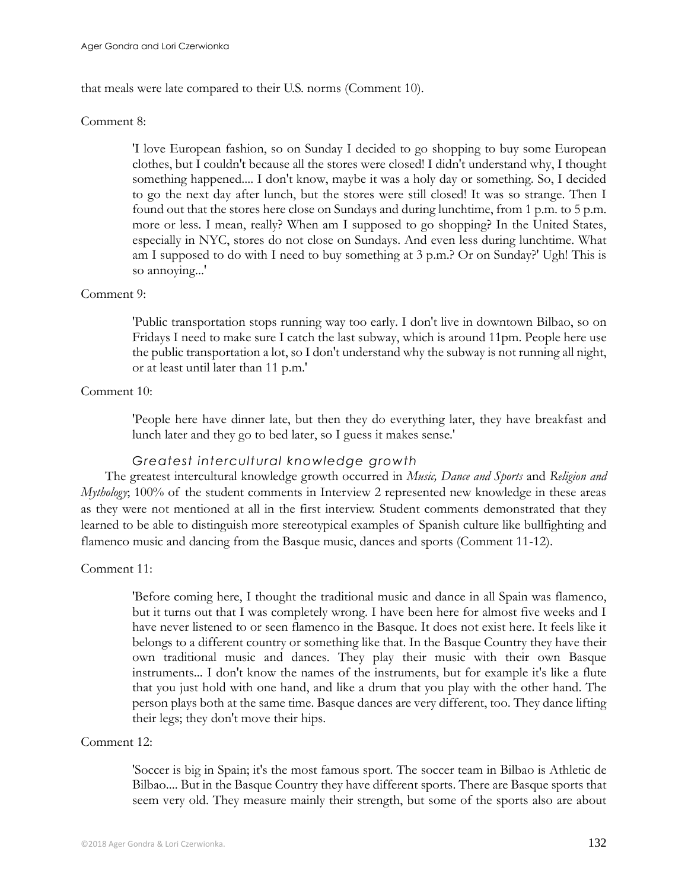that meals were late compared to their U.S. norms (Comment 10).

Comment 8:

> 'I love European fashion, so on Sunday I decided to go shopping to buy some European clothes, but I couldn't because all the stores were closed! I didn't understand why, I thought something happened.... I don't know, maybe it was a holy day or something. So, I decided to go the next day after lunch, but the stores were still closed! It was so strange. Then I found out that the stores here close on Sundays and during lunchtime, from 1 p.m. to 5 p.m. more or less. I mean, really? When am I supposed to go shopping? In the United States, especially in NYC, stores do not close on Sundays. And even less during lunchtime. What am I supposed to do with I need to buy something at 3 p.m.? Or on Sunday?' Ugh! This is so annoying...'

Comment 9:

> 'Public transportation stops running way too early. I don't live in downtown Bilbao, so on Fridays I need to make sure I catch the last subway, which is around 11pm. People here use the public transportation a lot, so I don't understand why the subway is not running all night, or at least until later than 11 p.m.'

Comment 10:

> 'People here have dinner late, but then they do everything later, they have breakfast and lunch later and they go to bed later, so I guess it makes sense.'

### *Greatest intercultural knowledge growth*

The greatest intercultural knowledge growth occurred in *Music, Dance and Sports* and *Religion and Mythology*; 100% of the student comments in Interview 2 represented new knowledge in these areas as they were not mentioned at all in the first interview. Student comments demonstrated that they learned to be able to distinguish more stereotypical examples of Spanish culture like bullfighting and flamenco music and dancing from the Basque music, dances and sports (Comment 11-12).

Comment 11:

> 'Before coming here, I thought the traditional music and dance in all Spain was flamenco, but it turns out that I was completely wrong. I have been here for almost five weeks and I have never listened to or seen flamenco in the Basque. It does not exist here. It feels like it belongs to a different country or something like that. In the Basque Country they have their own traditional music and dances. They play their music with their own Basque instruments... I don't know the names of the instruments, but for example it's like a flute that you just hold with one hand, and like a drum that you play with the other hand. The person plays both at the same time. Basque dances are very different, too. They dance lifting their legs; they don't move their hips.

Comment 12:

> 'Soccer is big in Spain; it's the most famous sport. The soccer team in Bilbao is Athletic de Bilbao.... But in the Basque Country they have different sports. There are Basque sports that seem very old. They measure mainly their strength, but some of the sports also are about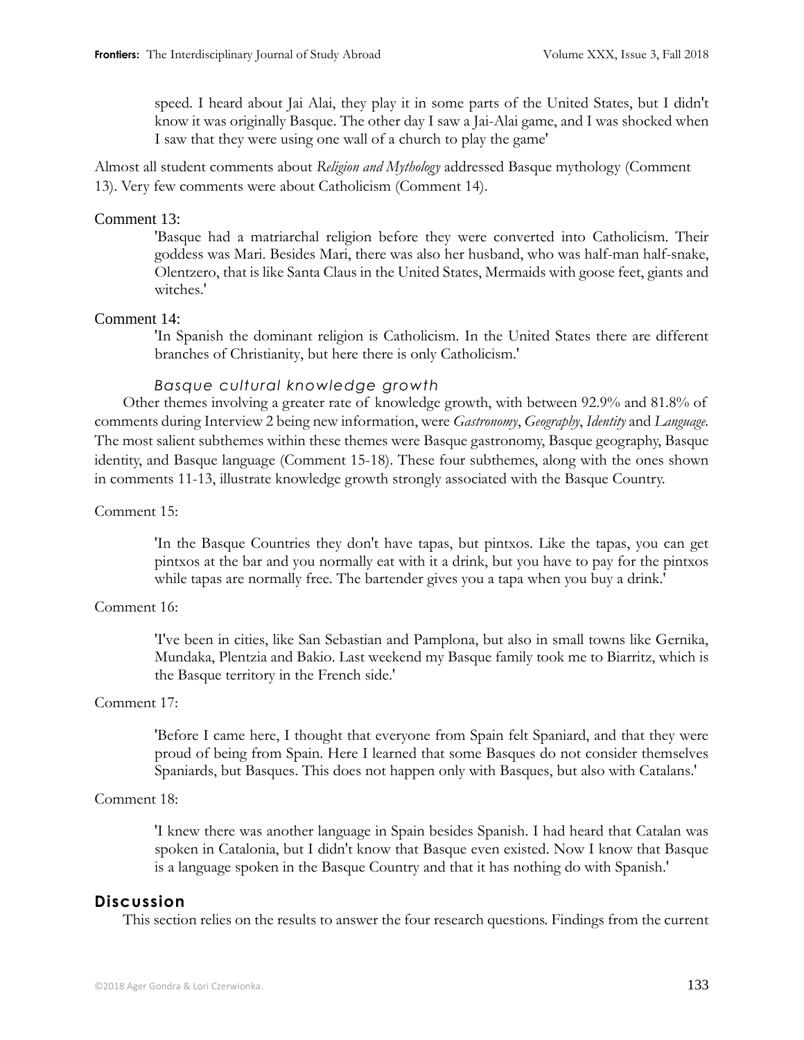speed. I heard about Jai Alai, they play it in some parts of the United States, but I didn't know it was originally Basque. The other day I saw a Jai-Alai game, and I was shocked when I saw that they were using one wall of a church to play the game'

Almost all student comments about *Religion and Mythology* addressed Basque mythology (Comment 13). Very few comments were about Catholicism (Comment 14).

Comment 13:

> 'Basque had a matriarchal religion before they were converted into Catholicism. Their goddess was Mari. Besides Mari, there was also her husband, who was half-man half-snake, Olentzero, that is like Santa Claus in the United States, Mermaids with goose feet, giants and witches.'

Comment 14:

> 'In Spanish the dominant religion is Catholicism. In the United States there are different branches of Christianity, but here there is only Catholicism.'

#### *Basque cultural knowledge growth*

Other themes involving a greater rate of knowledge growth, with between 92.9% and 81.8% of comments during Interview 2 being new information, were *Gastronomy*, *Geography*, *Identity* and *Language*. The most salient subthemes within these themes were Basque gastronomy, Basque geography, Basque identity, and Basque language (Comment 15-18). These four subthemes, along with the ones shown in comments 11-13, illustrate knowledge growth strongly associated with the Basque Country.

Comment 15:

> 'In the Basque Countries they don't have tapas, but pintxos. Like the tapas, you can get pintxos at the bar and you normally eat with it a drink, but you have to pay for the pintxos while tapas are normally free. The bartender gives you a tapa when you buy a drink.'

Comment 16:

> 'I've been in cities, like San Sebastian and Pamplona, but also in small towns like Gernika, Mundaka, Plentzia and Bakio. Last weekend my Basque family took me to Biarritz, which is the Basque territory in the French side.'

Comment 17:

> 'Before I came here, I thought that everyone from Spain felt Spaniard, and that they were proud of being from Spain. Here I learned that some Basques do not consider themselves Spaniards, but Basques. This does not happen only with Basques, but also with Catalans.'

Comment 18:

> 'I knew there was another language in Spain besides Spanish. I had heard that Catalan was spoken in Catalonia, but I didn't know that Basque even existed. Now I know that Basque is a language spoken in the Basque Country and that it has nothing do with Spanish.'

## Discussion

This section relies on the results to answer the four research questions. Findings from the current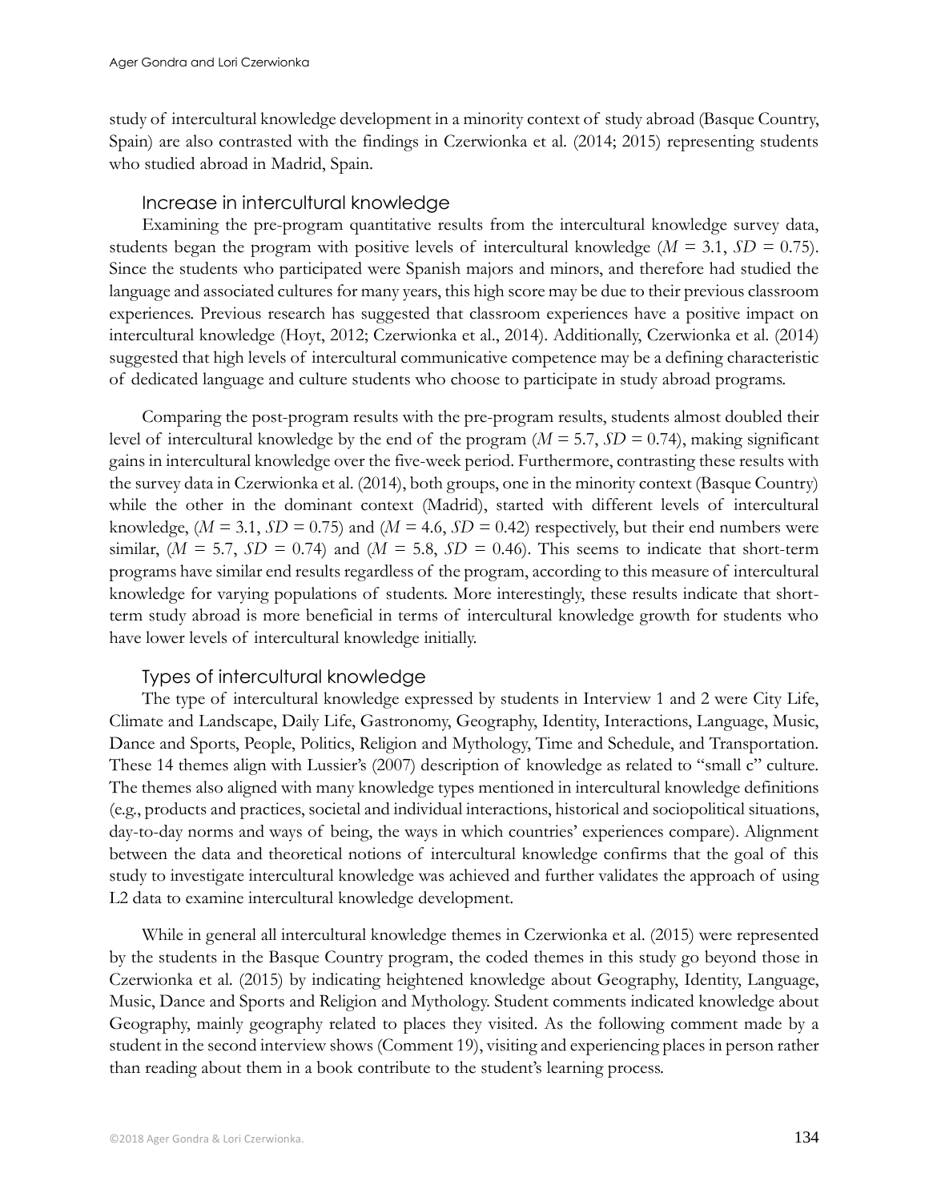study of intercultural knowledge development in a minority context of study abroad (Basque Country, Spain) are also contrasted with the findings in Czerwionka et al. (2014; 2015) representing students who studied abroad in Madrid, Spain.

### Increase in intercultural knowledge

Examining the pre-program quantitative results from the intercultural knowledge survey data, students began the program with positive levels of intercultural knowledge ($M$ = 3.1, $SD$ = 0.75). Since the students who participated were Spanish majors and minors, and therefore had studied the language and associated cultures for many years, this high score may be due to their previous classroom experiences. Previous research has suggested that classroom experiences have a positive impact on intercultural knowledge (Hoyt, 2012; Czerwionka et al., 2014). Additionally, Czerwionka et al. (2014) suggested that high levels of intercultural communicative competence may be a defining characteristic of dedicated language and culture students who choose to participate in study abroad programs.

Comparing the post-program results with the pre-program results, students almost doubled their level of intercultural knowledge by the end of the program ($M$ = 5.7, $SD$ = 0.74), making significant gains in intercultural knowledge over the five-week period. Furthermore, contrasting these results with the survey data in Czerwionka et al. (2014), both groups, one in the minority context (Basque Country) while the other in the dominant context (Madrid), started with different levels of intercultural knowledge, ($M$ = 3.1, $SD$ = 0.75) and ($M$ = 4.6, $SD$ = 0.42) respectively, but their end numbers were similar, ($M$ = 5.7, $SD$ = 0.74) and ($M$ = 5.8, $SD$ = 0.46). This seems to indicate that short-term programs have similar end results regardless of the program, according to this measure of intercultural knowledge for varying populations of students. More interestingly, these results indicate that short-term study abroad is more beneficial in terms of intercultural knowledge growth for students who have lower levels of intercultural knowledge initially.

### Types of intercultural knowledge

The type of intercultural knowledge expressed by students in Interview 1 and 2 were City Life, Climate and Landscape, Daily Life, Gastronomy, Geography, Identity, Interactions, Language, Music, Dance and Sports, People, Politics, Religion and Mythology, Time and Schedule, and Transportation. These 14 themes align with Lussier's (2007) description of knowledge as related to "small c" culture. The themes also aligned with many knowledge types mentioned in intercultural knowledge definitions (e.g., products and practices, societal and individual interactions, historical and sociopolitical situations, day-to-day norms and ways of being, the ways in which countries' experiences compare). Alignment between the data and theoretical notions of intercultural knowledge confirms that the goal of this study to investigate intercultural knowledge was achieved and further validates the approach of using L2 data to examine intercultural knowledge development.

While in general all intercultural knowledge themes in Czerwionka et al. (2015) were represented by the students in the Basque Country program, the coded themes in this study go beyond those in Czerwionka et al. (2015) by indicating heightened knowledge about Geography, Identity, Language, Music, Dance and Sports and Religion and Mythology. Student comments indicated knowledge about Geography, mainly geography related to places they visited. As the following comment made by a student in the second interview shows (Comment 19), visiting and experiencing places in person rather than reading about them in a book contribute to the student's learning process.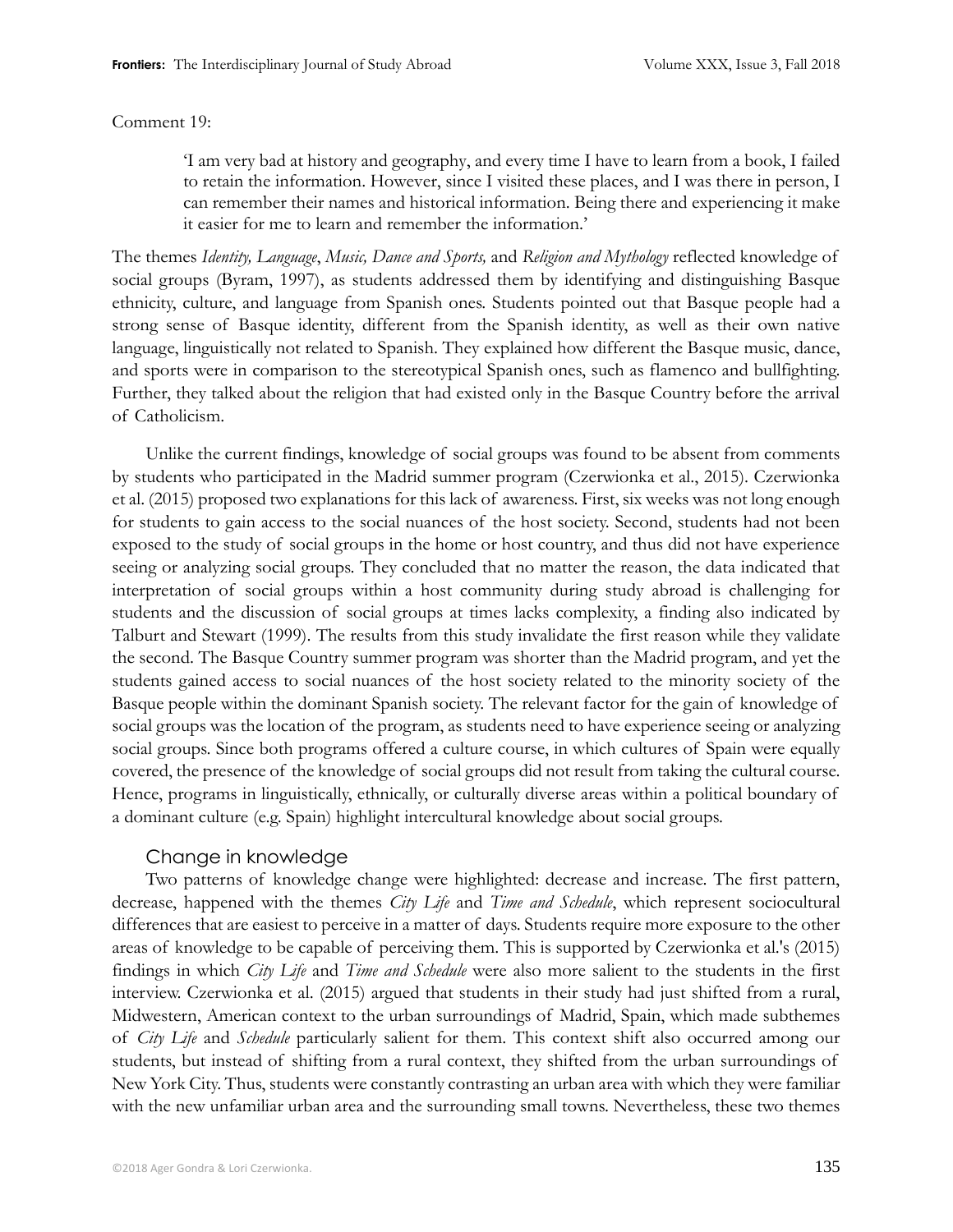Comment 19:

> 'I am very bad at history and geography, and every time I have to learn from a book, I failed to retain the information. However, since I visited these places, and I was there in person, I can remember their names and historical information. Being there and experiencing it make it easier for me to learn and remember the information.'

The themes *Identity, Language*, *Music, Dance and Sports,* and *Religion and Mythology* reflected knowledge of social groups (Byram, 1997), as students addressed them by identifying and distinguishing Basque ethnicity, culture, and language from Spanish ones. Students pointed out that Basque people had a strong sense of Basque identity, different from the Spanish identity, as well as their own native language, linguistically not related to Spanish. They explained how different the Basque music, dance, and sports were in comparison to the stereotypical Spanish ones, such as flamenco and bullfighting. Further, they talked about the religion that had existed only in the Basque Country before the arrival of Catholicism.

Unlike the current findings, knowledge of social groups was found to be absent from comments by students who participated in the Madrid summer program (Czerwionka et al., 2015). Czerwionka et al. (2015) proposed two explanations for this lack of awareness. First, six weeks was not long enough for students to gain access to the social nuances of the host society. Second, students had not been exposed to the study of social groups in the home or host country, and thus did not have experience seeing or analyzing social groups. They concluded that no matter the reason, the data indicated that interpretation of social groups within a host community during study abroad is challenging for students and the discussion of social groups at times lacks complexity, a finding also indicated by Talburt and Stewart (1999). The results from this study invalidate the first reason while they validate the second. The Basque Country summer program was shorter than the Madrid program, and yet the students gained access to social nuances of the host society related to the minority society of the Basque people within the dominant Spanish society. The relevant factor for the gain of knowledge of social groups was the location of the program, as students need to have experience seeing or analyzing social groups. Since both programs offered a culture course, in which cultures of Spain were equally covered, the presence of the knowledge of social groups did not result from taking the cultural course. Hence, programs in linguistically, ethnically, or culturally diverse areas within a political boundary of a dominant culture (e.g. Spain) highlight intercultural knowledge about social groups.

### Change in knowledge

Two patterns of knowledge change were highlighted: decrease and increase. The first pattern, decrease, happened with the themes *City Life* and *Time and Schedule*, which represent sociocultural differences that are easiest to perceive in a matter of days. Students require more exposure to the other areas of knowledge to be capable of perceiving them. This is supported by Czerwionka et al.'s (2015) findings in which *City Life* and *Time and Schedule* were also more salient to the students in the first interview. Czerwionka et al. (2015) argued that students in their study had just shifted from a rural, Midwestern, American context to the urban surroundings of Madrid, Spain, which made subthemes of *City Life* and *Schedule* particularly salient for them. This context shift also occurred among our students, but instead of shifting from a rural context, they shifted from the urban surroundings of New York City. Thus, students were constantly contrasting an urban area with which they were familiar with the new unfamiliar urban area and the surrounding small towns. Nevertheless, these two themes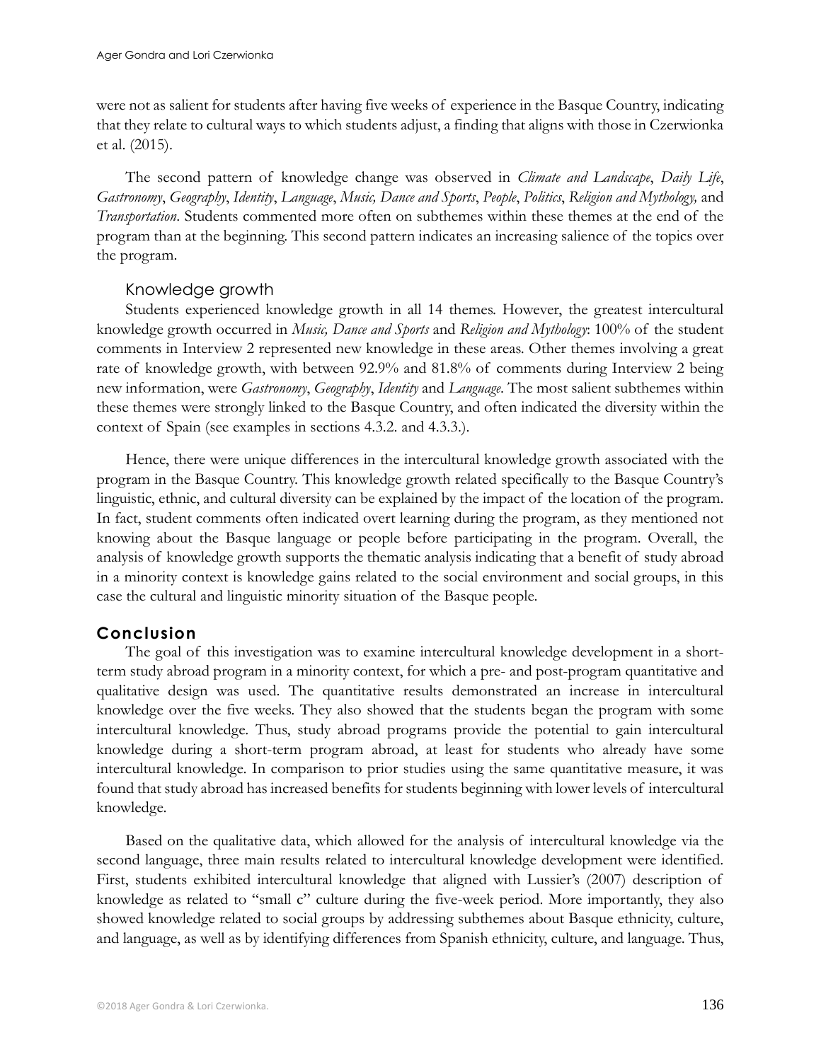were not as salient for students after having five weeks of experience in the Basque Country, indicating that they relate to cultural ways to which students adjust, a finding that aligns with those in Czerwionka et al. (2015).

The second pattern of knowledge change was observed in *Climate and Landscape*, *Daily Life*, *Gastronomy*, *Geography*, *Identity*, *Language*, *Music, Dance and Sports*, *People*, *Politics*, *Religion and Mythology,* and *Transportation*. Students commented more often on subthemes within these themes at the end of the program than at the beginning. This second pattern indicates an increasing salience of the topics over the program.

### Knowledge growth

Students experienced knowledge growth in all 14 themes. However, the greatest intercultural knowledge growth occurred in *Music, Dance and Sports* and *Religion and Mythology*: 100% of the student comments in Interview 2 represented new knowledge in these areas. Other themes involving a great rate of knowledge growth, with between 92.9% and 81.8% of comments during Interview 2 being new information, were *Gastronomy*, *Geography*, *Identity* and *Language*. The most salient subthemes within these themes were strongly linked to the Basque Country, and often indicated the diversity within the context of Spain (see examples in sections 4.3.2. and 4.3.3.).

Hence, there were unique differences in the intercultural knowledge growth associated with the program in the Basque Country. This knowledge growth related specifically to the Basque Country's linguistic, ethnic, and cultural diversity can be explained by the impact of the location of the program. In fact, student comments often indicated overt learning during the program, as they mentioned not knowing about the Basque language or people before participating in the program. Overall, the analysis of knowledge growth supports the thematic analysis indicating that a benefit of study abroad in a minority context is knowledge gains related to the social environment and social groups, in this case the cultural and linguistic minority situation of the Basque people.

## Conclusion

The goal of this investigation was to examine intercultural knowledge development in a short-term study abroad program in a minority context, for which a pre- and post-program quantitative and qualitative design was used. The quantitative results demonstrated an increase in intercultural knowledge over the five weeks. They also showed that the students began the program with some intercultural knowledge. Thus, study abroad programs provide the potential to gain intercultural knowledge during a short-term program abroad, at least for students who already have some intercultural knowledge. In comparison to prior studies using the same quantitative measure, it was found that study abroad has increased benefits for students beginning with lower levels of intercultural knowledge.

Based on the qualitative data, which allowed for the analysis of intercultural knowledge via the second language, three main results related to intercultural knowledge development were identified. First, students exhibited intercultural knowledge that aligned with Lussier's (2007) description of knowledge as related to "small c" culture during the five-week period. More importantly, they also showed knowledge related to social groups by addressing subthemes about Basque ethnicity, culture, and language, as well as by identifying differences from Spanish ethnicity, culture, and language. Thus,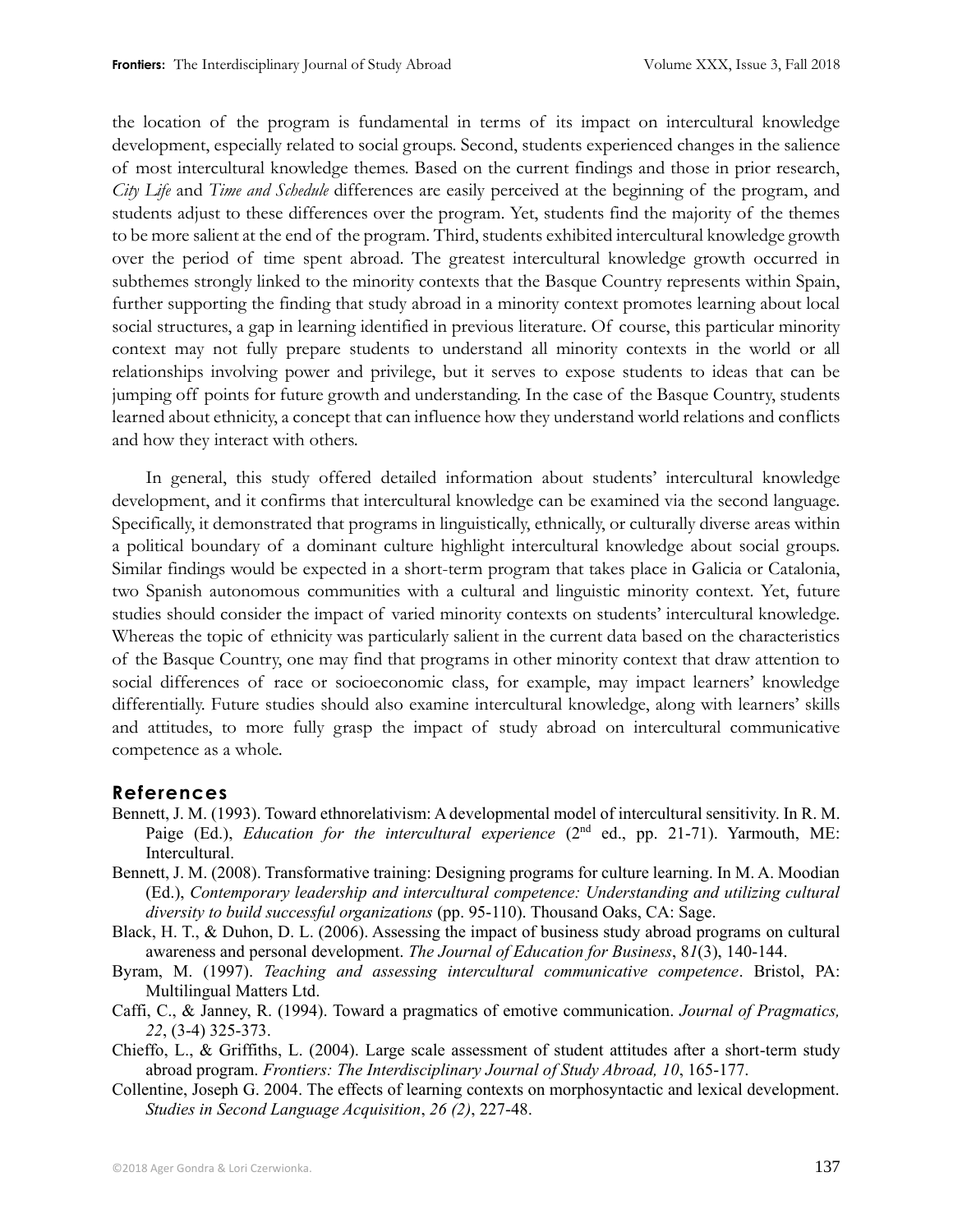the location of the program is fundamental in terms of its impact on intercultural knowledge development, especially related to social groups. Second, students experienced changes in the salience of most intercultural knowledge themes. Based on the current findings and those in prior research, *City Life* and *Time and Schedule* differences are easily perceived at the beginning of the program, and students adjust to these differences over the program. Yet, students find the majority of the themes to be more salient at the end of the program. Third, students exhibited intercultural knowledge growth over the period of time spent abroad. The greatest intercultural knowledge growth occurred in subthemes strongly linked to the minority contexts that the Basque Country represents within Spain, further supporting the finding that study abroad in a minority context promotes learning about local social structures, a gap in learning identified in previous literature. Of course, this particular minority context may not fully prepare students to understand all minority contexts in the world or all relationships involving power and privilege, but it serves to expose students to ideas that can be jumping off points for future growth and understanding. In the case of the Basque Country, students learned about ethnicity, a concept that can influence how they understand world relations and conflicts and how they interact with others.

In general, this study offered detailed information about students' intercultural knowledge development, and it confirms that intercultural knowledge can be examined via the second language. Specifically, it demonstrated that programs in linguistically, ethnically, or culturally diverse areas within a political boundary of a dominant culture highlight intercultural knowledge about social groups. Similar findings would be expected in a short-term program that takes place in Galicia or Catalonia, two Spanish autonomous communities with a cultural and linguistic minority context. Yet, future studies should consider the impact of varied minority contexts on students' intercultural knowledge. Whereas the topic of ethnicity was particularly salient in the current data based on the characteristics of the Basque Country, one may find that programs in other minority context that draw attention to social differences of race or socioeconomic class, for example, may impact learners' knowledge differentially. Future studies should also examine intercultural knowledge, along with learners' skills and attitudes, to more fully grasp the impact of study abroad on intercultural communicative competence as a whole.

## References

Bennett, J. M. (1993). Toward ethnorelativism: A developmental model of intercultural sensitivity. In R. M. Paige (Ed.), *Education for the intercultural experience* (2nd ed., pp. 21-71). Yarmouth, ME: Intercultural.

Bennett, J. M. (2008). Transformative training: Designing programs for culture learning. In M. A. Moodian (Ed.), *Contemporary leadership and intercultural competence: Understanding and utilizing cultural diversity to build successful organizations* (pp. 95-110). Thousand Oaks, CA: Sage.

Black, H. T., & Duhon, D. L. (2006). Assessing the impact of business study abroad programs on cultural awareness and personal development. *The Journal of Education for Business*, 8*1*(3), 140-144.

Byram, M. (1997). *Teaching and assessing intercultural communicative competence*. Bristol, PA: Multilingual Matters Ltd.

Caffi, C., & Janney, R. (1994). Toward a pragmatics of emotive communication. *Journal of Pragmatics, 22*, (3-4) 325-373.

Chieffo, L., & Griffiths, L. (2004). Large scale assessment of student attitudes after a short-term study abroad program. *Frontiers: The Interdisciplinary Journal of Study Abroad, 10*, 165-177.

Collentine, Joseph G. 2004. The effects of learning contexts on morphosyntactic and lexical development. *Studies in Second Language Acquisition*, *26 (2)*, 227-48.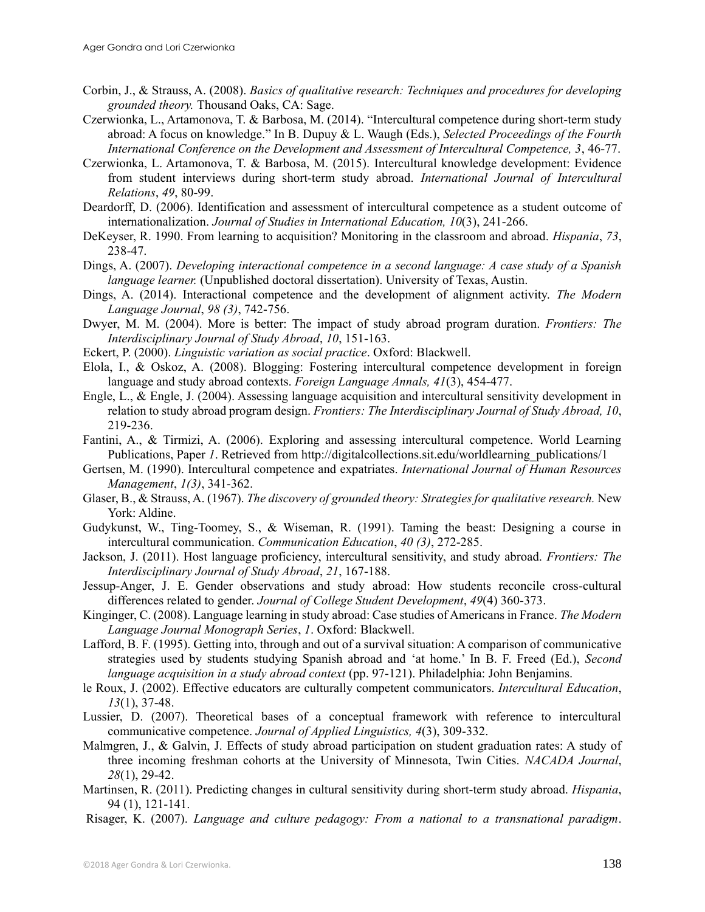Corbin, J., & Strauss, A. (2008). *Basics of qualitative research: Techniques and procedures for developing grounded theory.* Thousand Oaks, CA: Sage.

Czerwionka, L., Artamonova, T. & Barbosa, M. (2014). "Intercultural competence during short-term study abroad: A focus on knowledge." In B. Dupuy & L. Waugh (Eds.), *Selected Proceedings of the Fourth International Conference on the Development and Assessment of Intercultural Competence, 3*, 46-77.

Czerwionka, L. Artamonova, T. & Barbosa, M. (2015). Intercultural knowledge development: Evidence from student interviews during short-term study abroad. *International Journal of Intercultural Relations*, *49*, 80-99.

Deardorff, D. (2006). Identification and assessment of intercultural competence as a student outcome of internationalization. *Journal of Studies in International Education, 10*(3), 241-266.

DeKeyser, R. 1990. From learning to acquisition? Monitoring in the classroom and abroad. *Hispania*, *73*, 238-47.

Dings, A. (2007). *Developing interactional competence in a second language: A case study of a Spanish language learner.* (Unpublished doctoral dissertation). University of Texas, Austin.

Dings, A. (2014). Interactional competence and the development of alignment activity. *The Modern Language Journal*, *98 (3)*, 742-756.

Dwyer, M. M. (2004). More is better: The impact of study abroad program duration. *Frontiers: The Interdisciplinary Journal of Study Abroad*, *10*, 151-163.

Eckert, P. (2000). *Linguistic variation as social practice*. Oxford: Blackwell.

Elola, I., & Oskoz, A. (2008). Blogging: Fostering intercultural competence development in foreign language and study abroad contexts. *Foreign Language Annals, 41*(3), 454-477.

Engle, L., & Engle, J. (2004). Assessing language acquisition and intercultural sensitivity development in relation to study abroad program design. *Frontiers: The Interdisciplinary Journal of Study Abroad, 10*, 219-236.

Fantini, A., & Tirmizi, A. (2006). Exploring and assessing intercultural competence. World Learning Publications, Paper *1*. Retrieved from http://digitalcollections.sit.edu/worldlearning_publications/1

Gertsen, M. (1990). Intercultural competence and expatriates. *International Journal of Human Resources Management*, *1(3)*, 341-362.

Glaser, B., & Strauss, A. (1967). *The discovery of grounded theory: Strategies for qualitative research.* New York: Aldine.

Gudykunst, W., Ting-Toomey, S., & Wiseman, R. (1991). Taming the beast: Designing a course in intercultural communication. *Communication Education*, *40 (3)*, 272-285.

Jackson, J. (2011). Host language proficiency, intercultural sensitivity, and study abroad. *Frontiers: The Interdisciplinary Journal of Study Abroad*, *21*, 167-188.

Jessup-Anger, J. E. Gender observations and study abroad: How students reconcile cross-cultural differences related to gender. *Journal of College Student Development*, *49*(4) 360-373.

Kinginger, C. (2008). Language learning in study abroad: Case studies of Americans in France. *The Modern Language Journal Monograph Series*, *1*. Oxford: Blackwell.

Lafford, B. F. (1995). Getting into, through and out of a survival situation: A comparison of communicative strategies used by students studying Spanish abroad and 'at home.' In B. F. Freed (Ed.), *Second language acquisition in a study abroad context* (pp. 97-121). Philadelphia: John Benjamins.

le Roux, J. (2002). Effective educators are culturally competent communicators. *Intercultural Education*, *13*(1), 37-48.

Lussier, D. (2007). Theoretical bases of a conceptual framework with reference to intercultural communicative competence. *Journal of Applied Linguistics, 4*(3), 309-332.

Malmgren, J., & Galvin, J. Effects of study abroad participation on student graduation rates: A study of three incoming freshman cohorts at the University of Minnesota, Twin Cities. *NACADA Journal*, *28*(1), 29-42.

Martinsen, R. (2011). Predicting changes in cultural sensitivity during short-term study abroad. *Hispania*, 94 (1), 121-141.

Risager, K. (2007). *Language and culture pedagogy: From a national to a transnational paradigm*.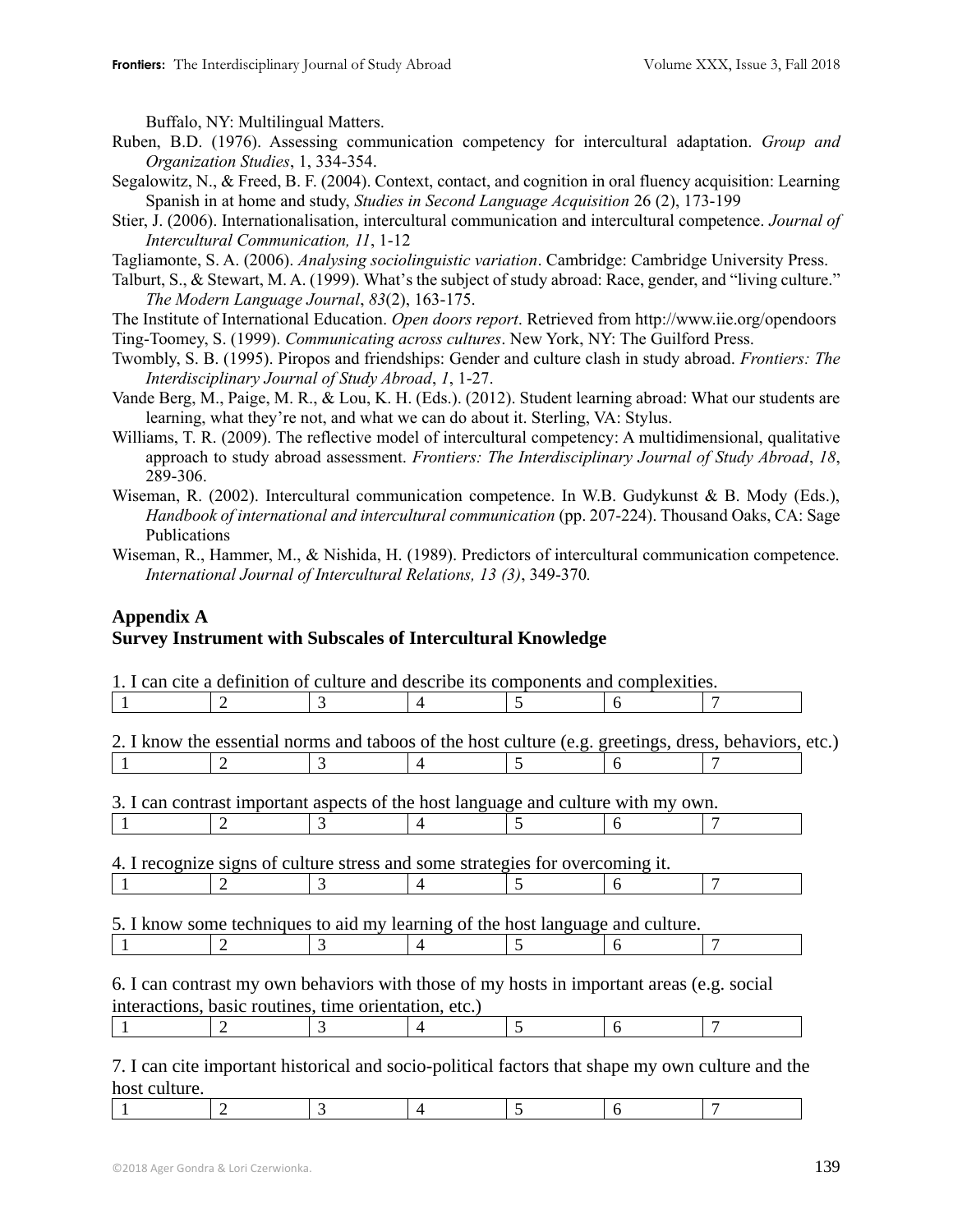Buffalo, NY: Multilingual Matters.

Ruben, B.D. (1976). Assessing communication competency for intercultural adaptation. *Group and Organization Studies*, 1, 334-354.

Segalowitz, N., & Freed, B. F. (2004). Context, contact, and cognition in oral fluency acquisition: Learning Spanish in at home and study, *Studies in Second Language Acquisition* 26 (2), 173-199

Stier, J. (2006). Internationalisation, intercultural communication and intercultural competence. *Journal of Intercultural Communication, 11*, 1-12

Tagliamonte, S. A. (2006). *Analysing sociolinguistic variation*. Cambridge: Cambridge University Press.

Talburt, S., & Stewart, M. A. (1999). What's the subject of study abroad: Race, gender, and "living culture." *The Modern Language Journal*, *83*(2), 163-175.

The Institute of International Education. *Open doors report*. Retrieved from http://www.iie.org/opendoors

Ting-Toomey, S. (1999). *Communicating across cultures*. New York, NY: The Guilford Press.

Twombly, S. B. (1995). Piropos and friendships: Gender and culture clash in study abroad. *Frontiers: The Interdisciplinary Journal of Study Abroad*, *1*, 1-27.

Vande Berg, M., Paige, M. R., & Lou, K. H. (Eds.). (2012). Student learning abroad: What our students are learning, what they're not, and what we can do about it. Sterling, VA: Stylus.

Williams, T. R. (2009). The reflective model of intercultural competency: A multidimensional, qualitative approach to study abroad assessment. *Frontiers: The Interdisciplinary Journal of Study Abroad*, *18*, 289-306.

Wiseman, R. (2002). Intercultural communication competence. In W.B. Gudykunst & B. Mody (Eds.), *Handbook of international and intercultural communication* (pp. 207-224). Thousand Oaks, CA: Sage Publications

Wiseman, R., Hammer, M., & Nishida, H. (1989). Predictors of intercultural communication competence. *International Journal of Intercultural Relations, 13 (3)*, 349-370*.*

## Appendix A
## Survey Instrument with Subscales of Intercultural Knowledge

1. I can cite a definition of culture and describe its components and complexities.

| 1 | 2 | 3 | 4 | 5 | 6 | 7 |
|---|---|---|---|---|---|---|

2. I know the essential norms and taboos of the host culture (e.g. greetings, dress, behaviors, etc.)

| 1 | 2 | 3 | 4 | 5 | 6 | 7 |
|---|---|---|---|---|---|---|

3. I can contrast important aspects of the host language and culture with my own.

| 1 | 2 | 3 | 4 | 5 | 6 | 7 |
|---|---|---|---|---|---|---|

4. I recognize signs of culture stress and some strategies for overcoming it.

| 1 | 2 | 3 | 4 | 5 | 6 | 7 |
|---|---|---|---|---|---|---|

5. I know some techniques to aid my learning of the host language and culture.

| 1 | 2 | 3 | 4 | 5 | 6 | 7 |
|---|---|---|---|---|---|---|

6. I can contrast my own behaviors with those of my hosts in important areas (e.g. social interactions, basic routines, time orientation, etc.)

| 1 | 2 | 3 | 4 | 5 | 6 | 7 |
|---|---|---|---|---|---|---|

7. I can cite important historical and socio-political factors that shape my own culture and the host culture.

| 1 | 2 | 3 | 4 | 5 | 6 | 7 |
|---|---|---|---|---|---|---|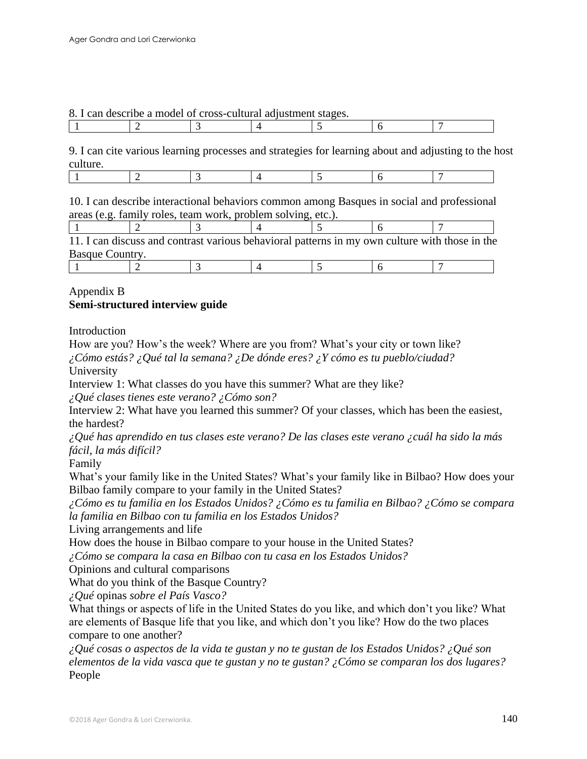8. I can describe a model of cross-cultural adjustment stages.

| 1 | 2 | 3 | 4 | 5 | 6 | 7 |
|---|---|---|---|---|---|---|

9. I can cite various learning processes and strategies for learning about and adjusting to the host culture.

| 1 | 2 | 3 | 4 | 5 | 6 | 7 |
|---|---|---|---|---|---|---|

10. I can describe interactional behaviors common among Basques in social and professional areas (e.g. family roles, team work, problem solving, etc.).

| 1 | 2 | 3 | 4 | 5 | 6 | 7 |
|---|---|---|---|---|---|---|

11. I can discuss and contrast various behavioral patterns in my own culture with those in the Basque Country.

| 1 | 2 | 3 | 4 | 5 | 6 | 7 |
|---|---|---|---|---|---|---|

Appendix B

**Semi-structured interview guide**

Introduction

How are you? How's the week? Where are you from? What's your city or town like?

*¿Cómo estás? ¿Qué tal la semana? ¿De dónde eres? ¿Y cómo es tu pueblo/ciudad?*

University

Interview 1: What classes do you have this summer? What are they like?

*¿Qué clases tienes este verano? ¿Cómo son?*

Interview 2: What have you learned this summer? Of your classes, which has been the easiest, the hardest?

*¿Qué has aprendido en tus clases este verano? De las clases este verano ¿cuál ha sido la más fácil, la más difícil?*

Family

What's your family like in the United States? What's your family like in Bilbao? How does your Bilbao family compare to your family in the United States?

*¿Cómo es tu familia en los Estados Unidos? ¿Cómo es tu familia en Bilbao? ¿Cómo se compara la familia en Bilbao con tu familia en los Estados Unidos?*

Living arrangements and life

How does the house in Bilbao compare to your house in the United States?

*¿Cómo se compara la casa en Bilbao con tu casa en los Estados Unidos?*

Opinions and cultural comparisons

What do you think of the Basque Country?

*¿Qué* opinas *sobre el País Vasco?*

What things or aspects of life in the United States do you like, and which don't you like? What are elements of Basque life that you like, and which don't you like? How do the two places compare to one another?

*¿Qué cosas o aspectos de la vida te gustan y no te gustan de los Estados Unidos? ¿Qué son elementos de la vida vasca que te gustan y no te gustan? ¿Cómo se comparan los dos lugares?*

People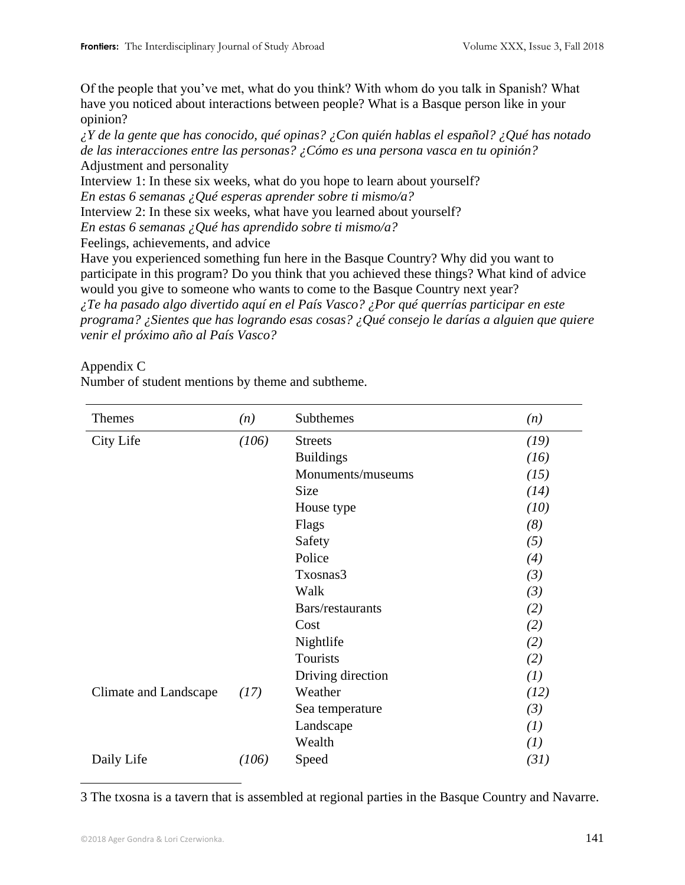Of the people that you've met, what do you think? With whom do you talk in Spanish? What have you noticed about interactions between people? What is a Basque person like in your opinion?

*¿Y de la gente que has conocido, qué opinas? ¿Con quién hablas el español? ¿Qué has notado de las interacciones entre las personas? ¿Cómo es una persona vasca en tu opinión?*

Adjustment and personality

Interview 1: In these six weeks, what do you hope to learn about yourself?

*En estas 6 semanas ¿Qué esperas aprender sobre ti mismo/a?*

Interview 2: In these six weeks, what have you learned about yourself?

*En estas 6 semanas ¿Qué has aprendido sobre ti mismo/a?*

Feelings, achievements, and advice

Have you experienced something fun here in the Basque Country? Why did you want to participate in this program? Do you think that you achieved these things? What kind of advice would you give to someone who wants to come to the Basque Country next year?

*¿Te ha pasado algo divertido aquí en el País Vasco? ¿Por qué querrías participar en este programa? ¿Sientes que has logrando esas cosas? ¿Qué consejo le darías a alguien que quiere venir el próximo año al País Vasco?*

Appendix C

Number of student mentions by theme and subtheme.

| Themes | *(n)* | Subthemes | *(n)* |
|---|---|---|---|
| City Life | *(106)* | Streets | *(19)* |
| | | Buildings | *(16)* |
| | | Monuments/museums | *(15)* |
| | | Size | *(14)* |
| | | House type | *(10)* |
| | | Flags | *(8)* |
| | | Safety | *(5)* |
| | | Police | *(4)* |
| | | Txosnas[3] | *(3)* |
| | | Walk | *(3)* |
| | | Bars/restaurants | *(2)* |
| | | Cost | *(2)* |
| | | Nightlife | *(2)* |
| | | Tourists | *(2)* |
| | | Driving direction | *(1)* |
| Climate and Landscape | *(17)* | Weather | *(12)* |
| | | Sea temperature | *(3)* |
| | | Landscape | *(1)* |
| | | Wealth | *(1)* |
| Daily Life | *(106)* | Speed | *(31)* |

3 The txosna is a tavern that is assembled at regional parties in the Basque Country and Navarre.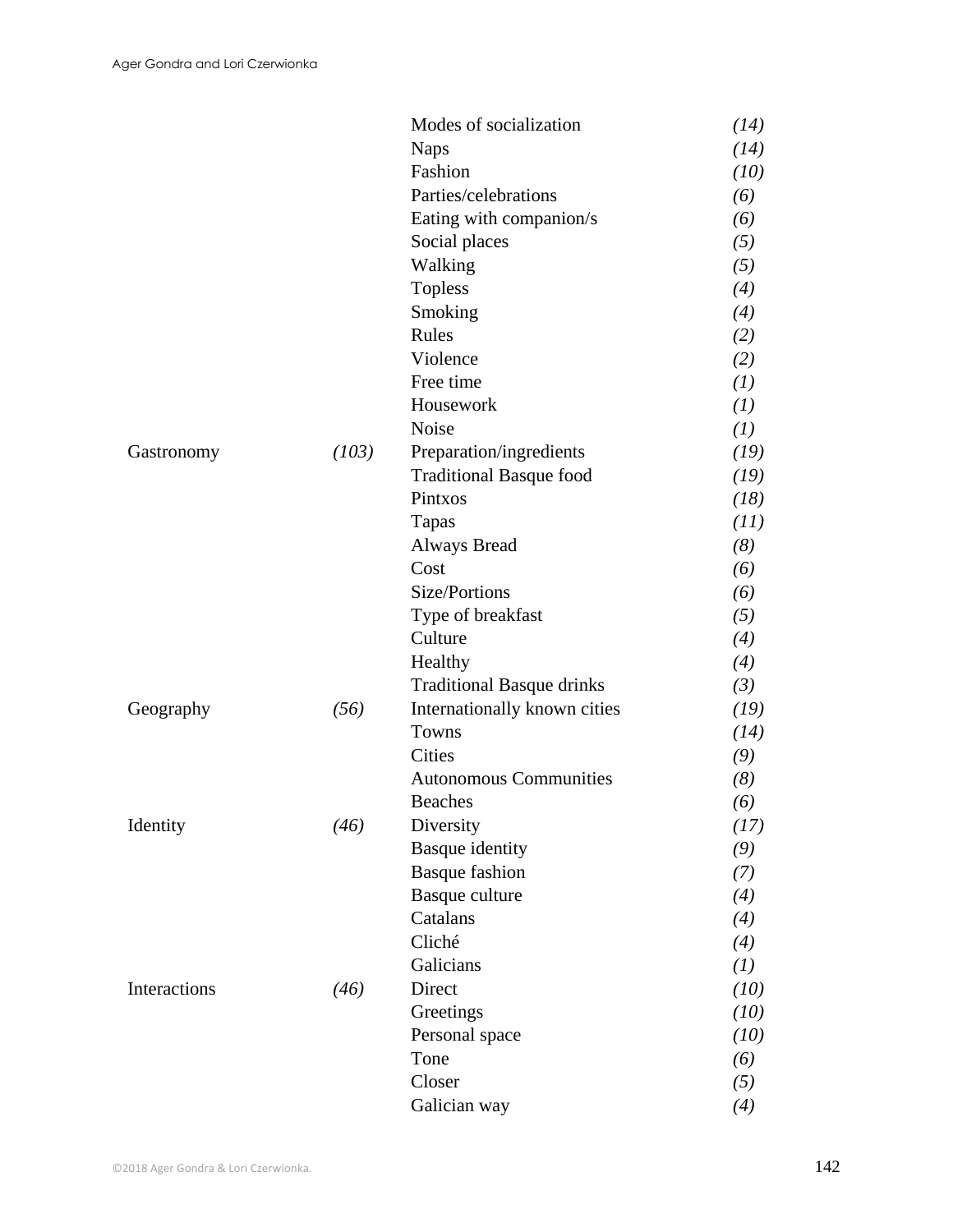| | | | |
|---|---|---|---|
| | | Modes of socialization | *(14)* |
| | | Naps | *(14)* |
| | | Fashion | *(10)* |
| | | Parties/celebrations | *(6)* |
| | | Eating with companion/s | *(6)* |
| | | Social places | *(5)* |
| | | Walking | *(5)* |
| | | Topless | *(4)* |
| | | Smoking | *(4)* |
| | | Rules | *(2)* |
| | | Violence | *(2)* |
| | | Free time | *(1)* |
| | | Housework | *(1)* |
| | | Noise | *(1)* |
| Gastronomy | *(103)* | Preparation/ingredients | *(19)* |
| | | Traditional Basque food | *(19)* |
| | | Pintxos | *(18)* |
| | | Tapas | *(11)* |
| | | Always Bread | *(8)* |
| | | Cost | *(6)* |
| | | Size/Portions | *(6)* |
| | | Type of breakfast | *(5)* |
| | | Culture | *(4)* |
| | | Healthy | *(4)* |
| | | Traditional Basque drinks | *(3)* |
| Geography | *(56)* | Internationally known cities | *(19)* |
| | | Towns | *(14)* |
| | | Cities | *(9)* |
| | | Autonomous Communities | *(8)* |
| | | Beaches | *(6)* |
| Identity | *(46)* | Diversity | *(17)* |
| | | Basque identity | *(9)* |
| | | Basque fashion | *(7)* |
| | | Basque culture | *(4)* |
| | | Catalans | *(4)* |
| | | Cliché | *(4)* |
| | | Galicians | *(1)* |
| Interactions | *(46)* | Direct | *(10)* |
| | | Greetings | *(10)* |
| | | Personal space | *(10)* |
| | | Tone | *(6)* |
| | | Closer | *(5)* |
| | | Galician way | *(4)* |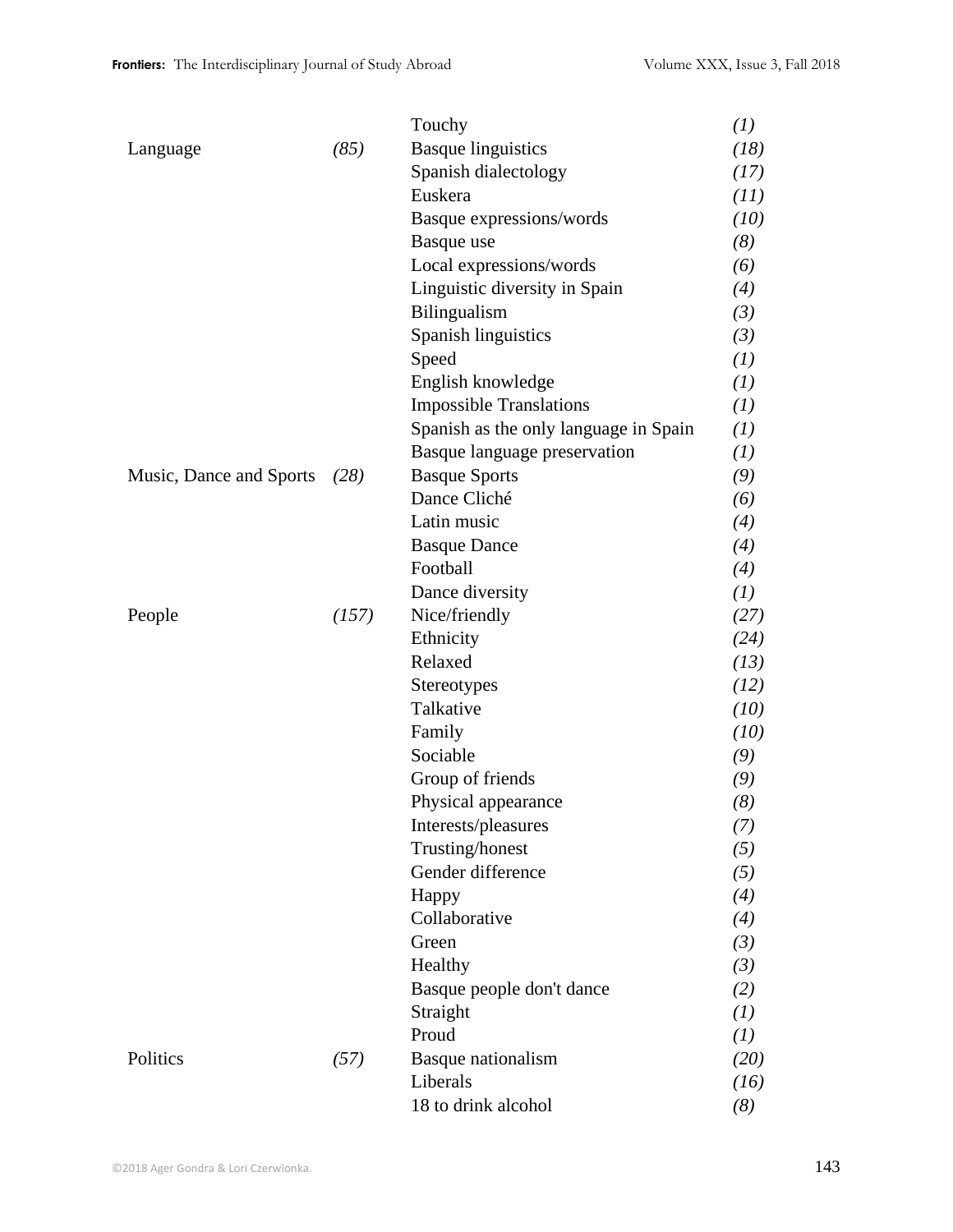| | | | |
|---|---|---|---|
| | | Touchy | *(1)* |
| Language | *(85)* | Basque linguistics | *(18)* |
| | | Spanish dialectology | *(17)* |
| | | Euskera | *(11)* |
| | | Basque expressions/words | *(10)* |
| | | Basque use | *(8)* |
| | | Local expressions/words | *(6)* |
| | | Linguistic diversity in Spain | *(4)* |
| | | Bilingualism | *(3)* |
| | | Spanish linguistics | *(3)* |
| | | Speed | *(1)* |
| | | English knowledge | *(1)* |
| | | Impossible Translations | *(1)* |
| | | Spanish as the only language in Spain | *(1)* |
| | | Basque language preservation | *(1)* |
| Music, Dance and Sports | *(28)* | Basque Sports | *(9)* |
| | | Dance Cliché | *(6)* |
| | | Latin music | *(4)* |
| | | Basque Dance | *(4)* |
| | | Football | *(4)* |
| | | Dance diversity | *(1)* |
| People | *(157)* | Nice/friendly | *(27)* |
| | | Ethnicity | *(24)* |
| | | Relaxed | *(13)* |
| | | Stereotypes | *(12)* |
| | | Talkative | *(10)* |
| | | Family | *(10)* |
| | | Sociable | *(9)* |
| | | Group of friends | *(9)* |
| | | Physical appearance | *(8)* |
| | | Interests/pleasures | *(7)* |
| | | Trusting/honest | *(5)* |
| | | Gender difference | *(5)* |
| | | Happy | *(4)* |
| | | Collaborative | *(4)* |
| | | Green | *(3)* |
| | | Healthy | *(3)* |
| | | Basque people don't dance | *(2)* |
| | | Straight | *(1)* |
| | | Proud | *(1)* |
| Politics | *(57)* | Basque nationalism | *(20)* |
| | | Liberals | *(16)* |
| | | 18 to drink alcohol | *(8)* |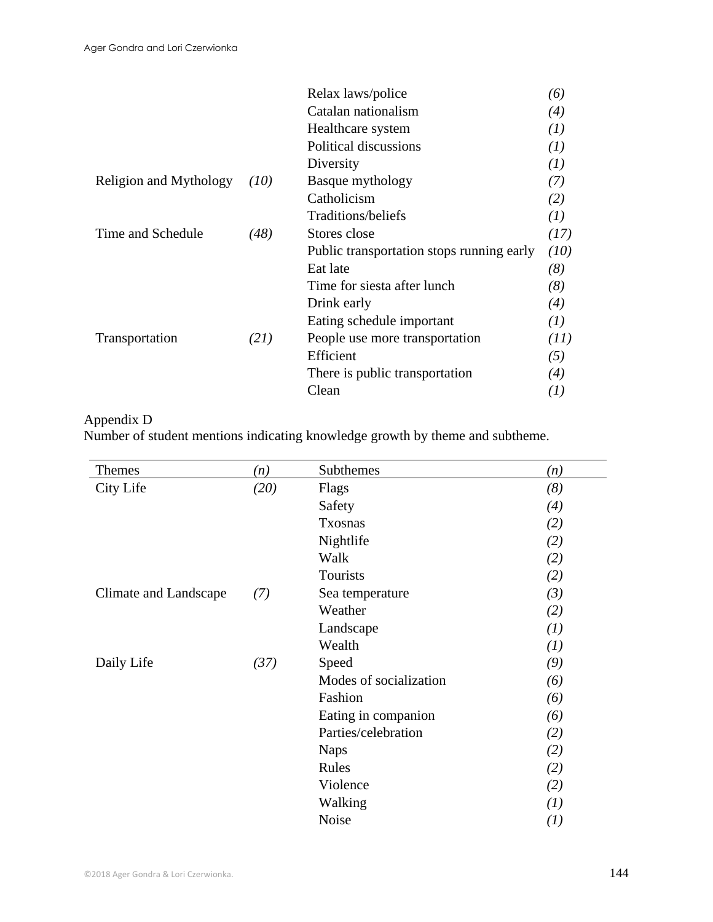| | | | |
|---|---|---|---|
| | | Relax laws/police | *(6)* |
| | | Catalan nationalism | *(4)* |
| | | Healthcare system | *(1)* |
| | | Political discussions | *(1)* |
| | | Diversity | *(1)* |
| Religion and Mythology | *(10)* | Basque mythology | *(7)* |
| | | Catholicism | *(2)* |
| | | Traditions/beliefs | *(1)* |
| Time and Schedule | *(48)* | Stores close | *(17)* |
| | | Public transportation stops running early | *(10)* |
| | | Eat late | *(8)* |
| | | Time for siesta after lunch | *(8)* |
| | | Drink early | *(4)* |
| | | Eating schedule important | *(1)* |
| Transportation | *(21)* | People use more transportation | *(11)* |
| | | Efficient | *(5)* |
| | | There is public transportation | *(4)* |
| | | Clean | *(1)* |

Appendix D

Number of student mentions indicating knowledge growth by theme and subtheme.

| Themes | *(n)* | Subthemes | *(n)* |
|---|---|---|---|
| City Life | *(20)* | Flags | *(8)* |
| | | Safety | *(4)* |
| | | Txosnas | *(2)* |
| | | Nightlife | *(2)* |
| | | Walk | *(2)* |
| | | Tourists | *(2)* |
| Climate and Landscape | *(7)* | Sea temperature | *(3)* |
| | | Weather | *(2)* |
| | | Landscape | *(1)* |
| | | Wealth | *(1)* |
| Daily Life | *(37)* | Speed | *(9)* |
| | | Modes of socialization | *(6)* |
| | | Fashion | *(6)* |
| | | Eating in companion | *(6)* |
| | | Parties/celebration | *(2)* |
| | | Naps | *(2)* |
| | | Rules | *(2)* |
| | | Violence | *(2)* |
| | | Walking | *(1)* |
| | | Noise | *(1)* |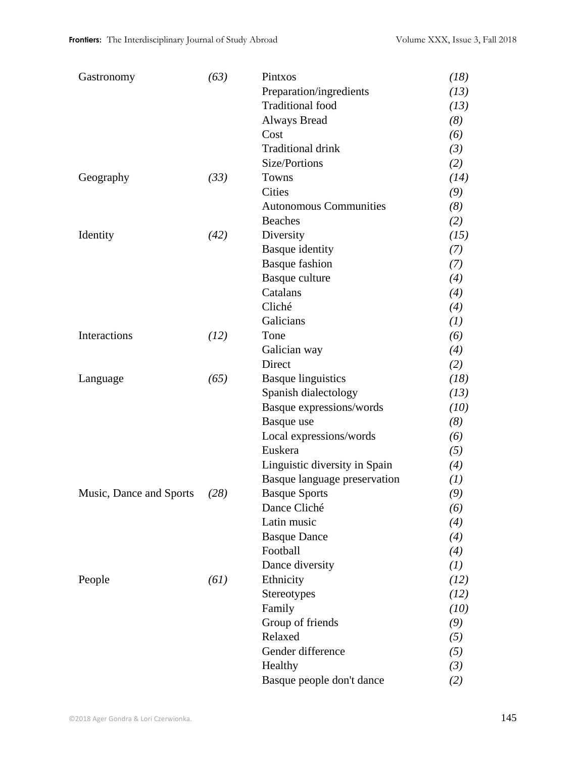| | | | |
|---|---|---|---|
| Gastronomy | *(63)* | Pintxos | *(18)* |
| | | Preparation/ingredients | *(13)* |
| | | Traditional food | *(13)* |
| | | Always Bread | *(8)* |
| | | Cost | *(6)* |
| | | Traditional drink | *(3)* |
| | | Size/Portions | *(2)* |
| Geography | *(33)* | Towns | *(14)* |
| | | Cities | *(9)* |
| | | Autonomous Communities | *(8)* |
| | | Beaches | *(2)* |
| Identity | *(42)* | Diversity | *(15)* |
| | | Basque identity | *(7)* |
| | | Basque fashion | *(7)* |
| | | Basque culture | *(4)* |
| | | Catalans | *(4)* |
| | | Cliché | *(4)* |
| | | Galicians | *(1)* |
| Interactions | *(12)* | Tone | *(6)* |
| | | Galician way | *(4)* |
| | | Direct | *(2)* |
| Language | *(65)* | Basque linguistics | *(18)* |
| | | Spanish dialectology | *(13)* |
| | | Basque expressions/words | *(10)* |
| | | Basque use | *(8)* |
| | | Local expressions/words | *(6)* |
| | | Euskera | *(5)* |
| | | Linguistic diversity in Spain | *(4)* |
| | | Basque language preservation | *(1)* |
| Music, Dance and Sports | *(28)* | Basque Sports | *(9)* |
| | | Dance Cliché | *(6)* |
| | | Latin music | *(4)* |
| | | Basque Dance | *(4)* |
| | | Football | *(4)* |
| | | Dance diversity | *(1)* |
| People | *(61)* | Ethnicity | *(12)* |
| | | Stereotypes | *(12)* |
| | | Family | *(10)* |
| | | Group of friends | *(9)* |
| | | Relaxed | *(5)* |
| | | Gender difference | *(5)* |
| | | Healthy | *(3)* |
| | | Basque people don't dance | *(2)* |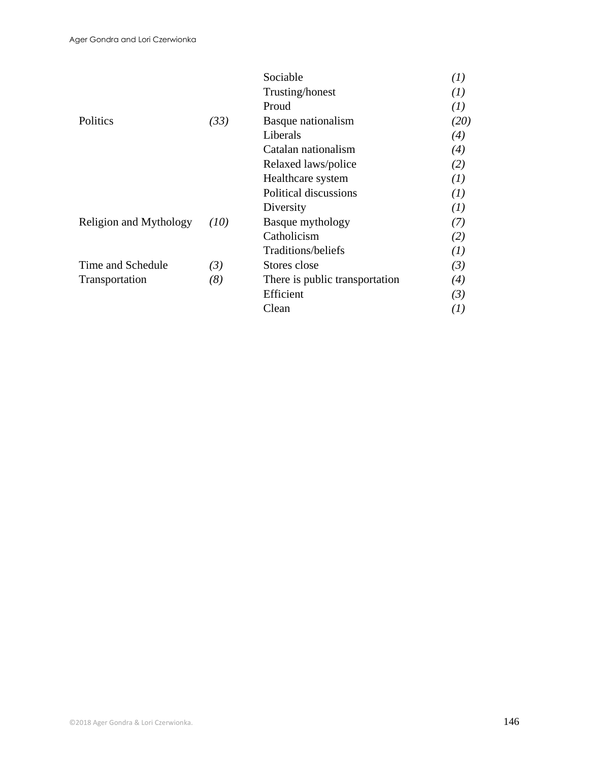| | | | |
|---|---|---|---|
| | | Sociable | *(1)* |
| | | Trusting/honest | *(1)* |
| | | Proud | *(1)* |
| Politics | *(33)* | Basque nationalism | *(20)* |
| | | Liberals | *(4)* |
| | | Catalan nationalism | *(4)* |
| | | Relaxed laws/police | *(2)* |
| | | Healthcare system | *(1)* |
| | | Political discussions | *(1)* |
| | | Diversity | *(1)* |
| Religion and Mythology | *(10)* | Basque mythology | *(7)* |
| | | Catholicism | *(2)* |
| | | Traditions/beliefs | *(1)* |
| Time and Schedule | *(3)* | Stores close | *(3)* |
| Transportation | *(8)* | There is public transportation | *(4)* |
| | | Efficient | *(3)* |
| | | Clean | *(1)* |